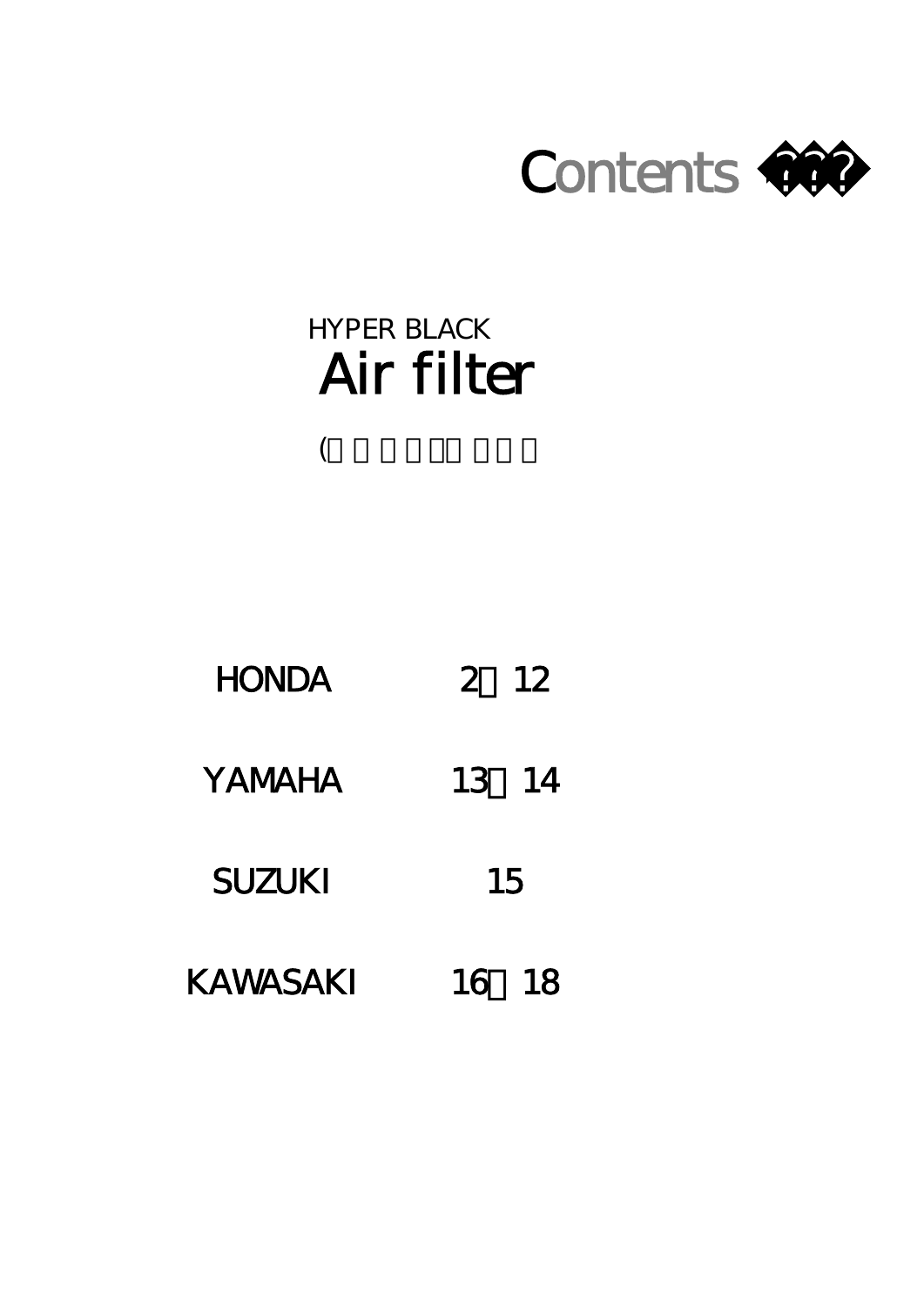# Contents ???

HYPER BLACK

# Air filter

(

| | |
|---|---|
| HONDA | 2～12 |
| YAMAHA | 13～14 |
| SUZUKI | 15 |
| KAWASAKI | 16～18 |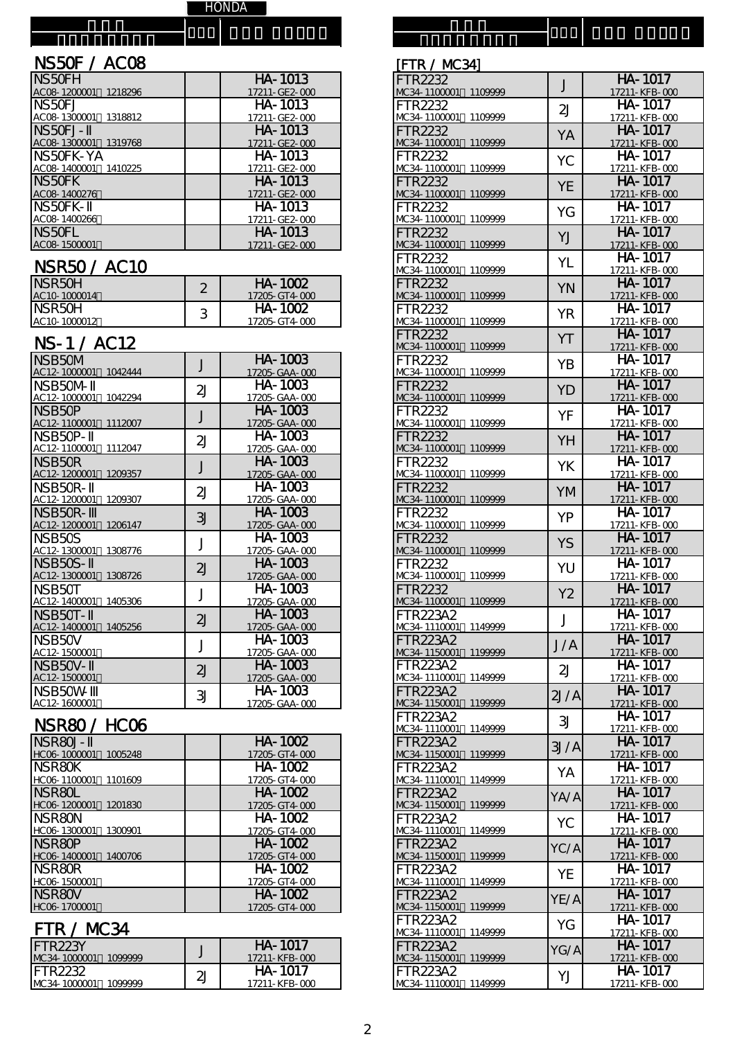HONDA

## NS50F / AC08

| | | |
|---|---|---|
| NS50FH AC08-1200001～1218296 | | HA-1013 17211-GE2-000 |
| NS50FJ AC08-1300001～1318812 | | HA-1013 17211-GE2-000 |
| NS50FJ-Ⅱ AC08-1300001～1319768 | | HA-1013 17211-GE2-000 |
| NS50FK-YA AC08-1400001～1410225 | | HA-1013 17211-GE2-000 |
| NS50FK AC08-1400276～ | | HA-1013 17211-GE2-000 |
| NS50FK-Ⅱ AC08-1400266～ | | HA-1013 17211-GE2-000 |
| NS50FL AC08-1500001～ | | HA-1013 17211-GE2-000 |

## NSR50 / AC10

| | | |
|---|---|---|
| NSR50H AC10-1000014～ | 2 | HA-1002 17205-GT4-000 |
| NSR50H AC10-1000012～ | 3 | HA-1002 17205-GT4-000 |

## NS-1 / AC12

| | | |
|---|---|---|
| NSB50M AC12-1000001～1042444 | J | HA-1003 17205-GAA-000 |
| NSB50M-Ⅱ AC12-1000001～1042294 | 2J | HA-1003 17205-GAA-000 |
| NSB50P AC12-1100001～1112007 | J | HA-1003 17205-GAA-000 |
| NSB50P-Ⅱ AC12-1100001～1112047 | 2J | HA-1003 17205-GAA-000 |
| NSB50R AC12-1200001～1209357 | J | HA-1003 17205-GAA-000 |
| NSB50R-Ⅱ AC12-1200001～1209307 | 2J | HA-1003 17205-GAA-000 |
| NSB50R-Ⅲ AC12-1200001～1206147 | 3J | HA-1003 17205-GAA-000 |
| NSB50S AC12-1300001～1308776 | J | HA-1003 17205-GAA-000 |
| NSB50S-Ⅱ AC12-1300001～1308726 | 2J | HA-1003 17205-GAA-000 |
| NSB50T AC12-1400001～1405306 | J | HA-1003 17205-GAA-000 |
| NSB50T-Ⅱ AC12-1400001～1405256 | 2J | HA-1003 17205-GAA-000 |
| NSB50V AC12-1500001～ | J | HA-1003 17205-GAA-000 |
| NSB50V-Ⅱ AC12-1500001～ | 2J | HA-1003 17205-GAA-000 |
| NSB50W-Ⅲ AC12-1600001～ | 3J | HA-1003 17205-GAA-000 |

## NSR80 / HC06

| | | |
|---|---|---|
| NSR80J-Ⅱ HC06-1000001～1005248 | | HA-1002 17205-GT4-000 |
| NSR80K HC06-1100001～1101609 | | HA-1002 17205-GT4-000 |
| NSR80L HC06-1200001～1201830 | | HA-1002 17205-GT4-000 |
| NSR80N HC06-1300001～1300901 | | HA-1002 17205-GT4-000 |
| NSR80P HC06-1400001～1400706 | | HA-1002 17205-GT4-000 |
| NSR80R HC06-1500001～ | | HA-1002 17205-GT4-000 |
| NSR80V HC06-1700001～ | | HA-1002 17205-GT4-000 |

## FTR / MC34

| | | |
|---|---|---|
| FTR223Y MC34-1000001～1099999 | J | HA-1017 17211-KFB-000 |
| FTR2232 MC34-1000001～1099999 | 2J | HA-1017 17211-KFB-000 |

[FTR / MC34]

| | | |
|---|---|---|
| FTR2232 MC34-1100001～1109999 | J | HA-1017 17211-KFB-000 |
| FTR2232 MC34-1100001～1109999 | 2J | HA-1017 17211-KFB-000 |
| FTR2232 MC34-1100001～1109999 | YA | HA-1017 17211-KFB-000 |
| FTR2232 MC34-1100001～1109999 | YC | HA-1017 17211-KFB-000 |
| FTR2232 MC34-1100001～1109999 | YE | HA-1017 17211-KFB-000 |
| FTR2232 MC34-1100001～1109999 | YG | HA-1017 17211-KFB-000 |
| FTR2232 MC34-1100001～1109999 | YJ | HA-1017 17211-KFB-000 |
| FTR2232 MC34-1100001～1109999 | YL | HA-1017 17211-KFB-000 |
| FTR2232 MC34-1100001～1109999 | YN | HA-1017 17211-KFB-000 |
| FTR2232 MC34-1100001～1109999 | YR | HA-1017 17211-KFB-000 |
| FTR2232 MC34-1100001～1109999 | YT | HA-1017 17211-KFB-000 |
| FTR2232 MC34-1100001～1109999 | YB | HA-1017 17211-KFB-000 |
| FTR2232 MC34-1100001～1109999 | YD | HA-1017 17211-KFB-000 |
| FTR2232 MC34-1100001～1109999 | YF | HA-1017 17211-KFB-000 |
| FTR2232 MC34-1100001～1109999 | YH | HA-1017 17211-KFB-000 |
| FTR2232 MC34-1100001～1109999 | YK | HA-1017 17211-KFB-000 |
| FTR2232 MC34-1100001～1109999 | YM | HA-1017 17211-KFB-000 |
| FTR2232 MC34-1100001～1109999 | YP | HA-1017 17211-KFB-000 |
| FTR2232 MC34-1100001～1109999 | YS | HA-1017 17211-KFB-000 |
| FTR2232 MC34-1100001～1109999 | YU | HA-1017 17211-KFB-000 |
| FTR2232 MC34-1100001～1109999 | Y2 | HA-1017 17211-KFB-000 |
| FTR223A2 MC34-1110001～1149999 | J | HA-1017 17211-KFB-000 |
| FTR223A2 MC34-1150001～1199999 | J/A | HA-1017 17211-KFB-000 |
| FTR223A2 MC34-1110001～1149999 | 2J | HA-1017 17211-KFB-000 |
| FTR223A2 MC34-1150001～1199999 | 2J/A | HA-1017 17211-KFB-000 |
| FTR223A2 MC34-1110001～1149999 | 3J | HA-1017 17211-KFB-000 |
| FTR223A2 MC34-1150001～1199999 | 3J/A | HA-1017 17211-KFB-000 |
| FTR223A2 MC34-1110001～1149999 | YA | HA-1017 17211-KFB-000 |
| FTR223A2 MC34-1150001～1199999 | YA/A | HA-1017 17211-KFB-000 |
| FTR223A2 MC34-1110001～1149999 | YC | HA-1017 17211-KFB-000 |
| FTR223A2 MC34-1150001～1199999 | YC/A | HA-1017 17211-KFB-000 |
| FTR223A2 MC34-1110001～1149999 | YE | HA-1017 17211-KFB-000 |
| FTR223A2 MC34-1150001～1199999 | YE/A | HA-1017 17211-KFB-000 |
| FTR223A2 MC34-1110001～1149999 | YG | HA-1017 17211-KFB-000 |
| FTR223A2 MC34-1150001～1199999 | YG/A | HA-1017 17211-KFB-000 |
| FTR223A2 MC34-1110001～1149999 | YJ | HA-1017 17211-KFB-000 |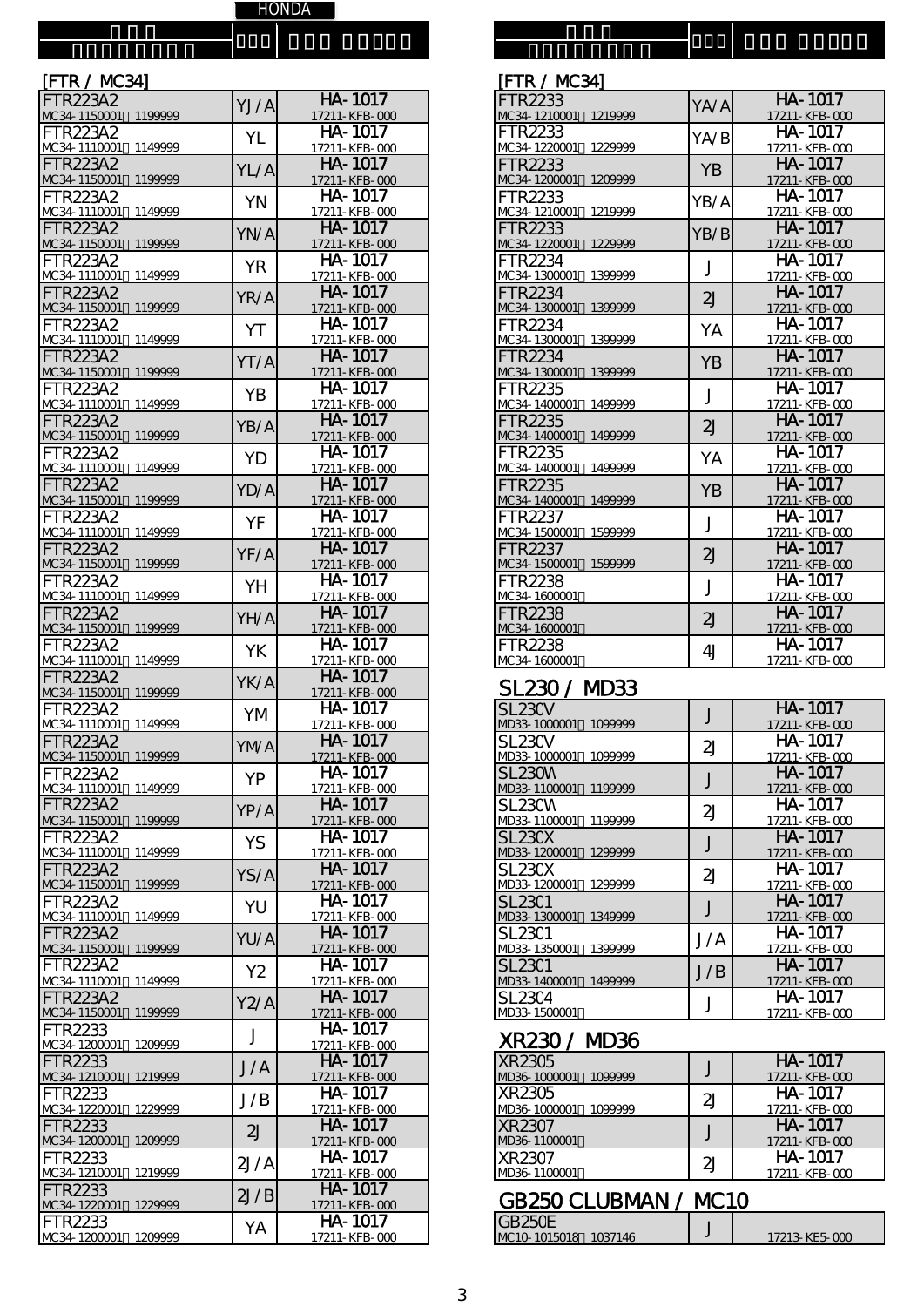HONDA

## [FTR / MC34]

| 車種名 / 車台番号 | カラー | 品番 / 純正品番 |
|---|---|---|
| FTR223A2<br>MC34-1150001～1199999 | YJ/A | HA-1017<br>17211-KFB-000 |
| FTR223A2<br>MC34-1110001～1149999 | YL | HA-1017<br>17211-KFB-000 |
| FTR223A2<br>MC34-1150001～1199999 | YL/A | HA-1017<br>17211-KFB-000 |
| FTR223A2<br>MC34-1110001～1149999 | YN | HA-1017<br>17211-KFB-000 |
| FTR223A2<br>MC34-1150001～1199999 | YN/A | HA-1017<br>17211-KFB-000 |
| FTR223A2<br>MC34-1110001～1149999 | YR | HA-1017<br>17211-KFB-000 |
| FTR223A2<br>MC34-1150001～1199999 | YR/A | HA-1017<br>17211-KFB-000 |
| FTR223A2<br>MC34-1110001～1149999 | YT | HA-1017<br>17211-KFB-000 |
| FTR223A2<br>MC34-1150001～1199999 | YT/A | HA-1017<br>17211-KFB-000 |
| FTR223A2<br>MC34-1110001～1149999 | YB | HA-1017<br>17211-KFB-000 |
| FTR223A2<br>MC34-1150001～1199999 | YB/A | HA-1017<br>17211-KFB-000 |
| FTR223A2<br>MC34-1110001～1149999 | YD | HA-1017<br>17211-KFB-000 |
| FTR223A2<br>MC34-1150001～1199999 | YD/A | HA-1017<br>17211-KFB-000 |
| FTR223A2<br>MC34-1110001～1149999 | YF | HA-1017<br>17211-KFB-000 |
| FTR223A2<br>MC34-1150001～1199999 | YF/A | HA-1017<br>17211-KFB-000 |
| FTR223A2<br>MC34-1110001～1149999 | YH | HA-1017<br>17211-KFB-000 |
| FTR223A2<br>MC34-1150001～1199999 | YH/A | HA-1017<br>17211-KFB-000 |
| FTR223A2<br>MC34-1110001～1149999 | YK | HA-1017<br>17211-KFB-000 |
| FTR223A2<br>MC34-1150001～1199999 | YK/A | HA-1017<br>17211-KFB-000 |
| FTR223A2<br>MC34-1110001～1149999 | YM | HA-1017<br>17211-KFB-000 |
| FTR223A2<br>MC34-1150001～1199999 | YM/A | HA-1017<br>17211-KFB-000 |
| FTR223A2<br>MC34-1110001～1149999 | YP | HA-1017<br>17211-KFB-000 |
| FTR223A2<br>MC34-1150001～1199999 | YP/A | HA-1017<br>17211-KFB-000 |
| FTR223A2<br>MC34-1110001～1149999 | YS | HA-1017<br>17211-KFB-000 |
| FTR223A2<br>MC34-1150001～1199999 | YS/A | HA-1017<br>17211-KFB-000 |
| FTR223A2<br>MC34-1110001～1149999 | YU | HA-1017<br>17211-KFB-000 |
| FTR223A2<br>MC34-1150001～1199999 | YU/A | HA-1017<br>17211-KFB-000 |
| FTR223A2<br>MC34-1110001～1149999 | Y2 | HA-1017<br>17211-KFB-000 |
| FTR223A2<br>MC34-1150001～1199999 | Y2/A | HA-1017<br>17211-KFB-000 |
| FTR2233<br>MC34-1200001～1209999 | J | HA-1017<br>17211-KFB-000 |
| FTR2233<br>MC34-1210001～1219999 | J/A | HA-1017<br>17211-KFB-000 |
| FTR2233<br>MC34-1220001～1229999 | J/B | HA-1017<br>17211-KFB-000 |
| FTR2233<br>MC34-1200001～1209999 | 2J | HA-1017<br>17211-KFB-000 |
| FTR2233<br>MC34-1210001～1219999 | 2J/A | HA-1017<br>17211-KFB-000 |
| FTR2233<br>MC34-1220001～1229999 | 2J/B | HA-1017<br>17211-KFB-000 |
| FTR2233<br>MC34-1200001～1209999 | YA | HA-1017<br>17211-KFB-000 |

## [FTR / MC34]

| 車種名 / 車台番号 | カラー | 品番 / 純正品番 |
|---|---|---|
| FTR2233<br>MC34-1210001～1219999 | YA/A | HA-1017<br>17211-KFB-000 |
| FTR2233<br>MC34-1220001～1229999 | YA/B | HA-1017<br>17211-KFB-000 |
| FTR2233<br>MC34-1200001～1209999 | YB | HA-1017<br>17211-KFB-000 |
| FTR2233<br>MC34-1210001～1219999 | YB/A | HA-1017<br>17211-KFB-000 |
| FTR2233<br>MC34-1220001～1229999 | YB/B | HA-1017<br>17211-KFB-000 |
| FTR2234<br>MC34-1300001～1399999 | J | HA-1017<br>17211-KFB-000 |
| FTR2234<br>MC34-1300001～1399999 | 2J | HA-1017<br>17211-KFB-000 |
| FTR2234<br>MC34-1300001～1399999 | YA | HA-1017<br>17211-KFB-000 |
| FTR2234<br>MC34-1300001～1399999 | YB | HA-1017<br>17211-KFB-000 |
| FTR2235<br>MC34-1400001～1499999 | J | HA-1017<br>17211-KFB-000 |
| FTR2235<br>MC34-1400001～1499999 | 2J | HA-1017<br>17211-KFB-000 |
| FTR2235<br>MC34-1400001～1499999 | YA | HA-1017<br>17211-KFB-000 |
| FTR2235<br>MC34-1400001～1499999 | YB | HA-1017<br>17211-KFB-000 |
| FTR2237<br>MC34-1500001～1599999 | J | HA-1017<br>17211-KFB-000 |
| FTR2237<br>MC34-1500001～1599999 | 2J | HA-1017<br>17211-KFB-000 |
| FTR2238<br>MC34-1600001～ | J | HA-1017<br>17211-KFB-000 |
| FTR2238<br>MC34-1600001～ | 2J | HA-1017<br>17211-KFB-000 |
| FTR2238<br>MC34-1600001～ | 4J | HA-1017<br>17211-KFB-000 |

## SL230 / MD33

| 車種名 / 車台番号 | カラー | 品番 / 純正品番 |
|---|---|---|
| SL230V<br>MD33-1000001～1099999 | J | HA-1017<br>17211-KFB-000 |
| SL230V<br>MD33-1000001～1099999 | 2J | HA-1017<br>17211-KFB-000 |
| SL230W<br>MD33-1100001～1199999 | J | HA-1017<br>17211-KFB-000 |
| SL230W<br>MD33-1100001～1199999 | 2J | HA-1017<br>17211-KFB-000 |
| SL230X<br>MD33-1200001～1299999 | J | HA-1017<br>17211-KFB-000 |
| SL230X<br>MD33-1200001～1299999 | 2J | HA-1017<br>17211-KFB-000 |
| SL2301<br>MD33-1300001～1349999 | J | HA-1017<br>17211-KFB-000 |
| SL2301<br>MD33-1350001～1399999 | J/A | HA-1017<br>17211-KFB-000 |
| SL2301<br>MD33-1400001～1499999 | J/B | HA-1017<br>17211-KFB-000 |
| SL2304<br>MD33-1500001～ | J | HA-1017<br>17211-KFB-000 |

## XR230 / MD36

| 車種名 / 車台番号 | カラー | 品番 / 純正品番 |
|---|---|---|
| XR2305<br>MD36-1000001～1099999 | J | HA-1017<br>17211-KFB-000 |
| XR2305<br>MD36-1000001～1099999 | 2J | HA-1017<br>17211-KFB-000 |
| XR2307<br>MD36-1100001～ | J | HA-1017<br>17211-KFB-000 |
| XR2307<br>MD36-1100001～ | 2J | HA-1017<br>17211-KFB-000 |

## GB250 CLUBMAN / MC10

| 車種名 / 車台番号 | カラー | 品番 / 純正品番 |
|---|---|---|
| GB250E<br>MC10-1015018～1037146 | J | 17213-KE5-000 |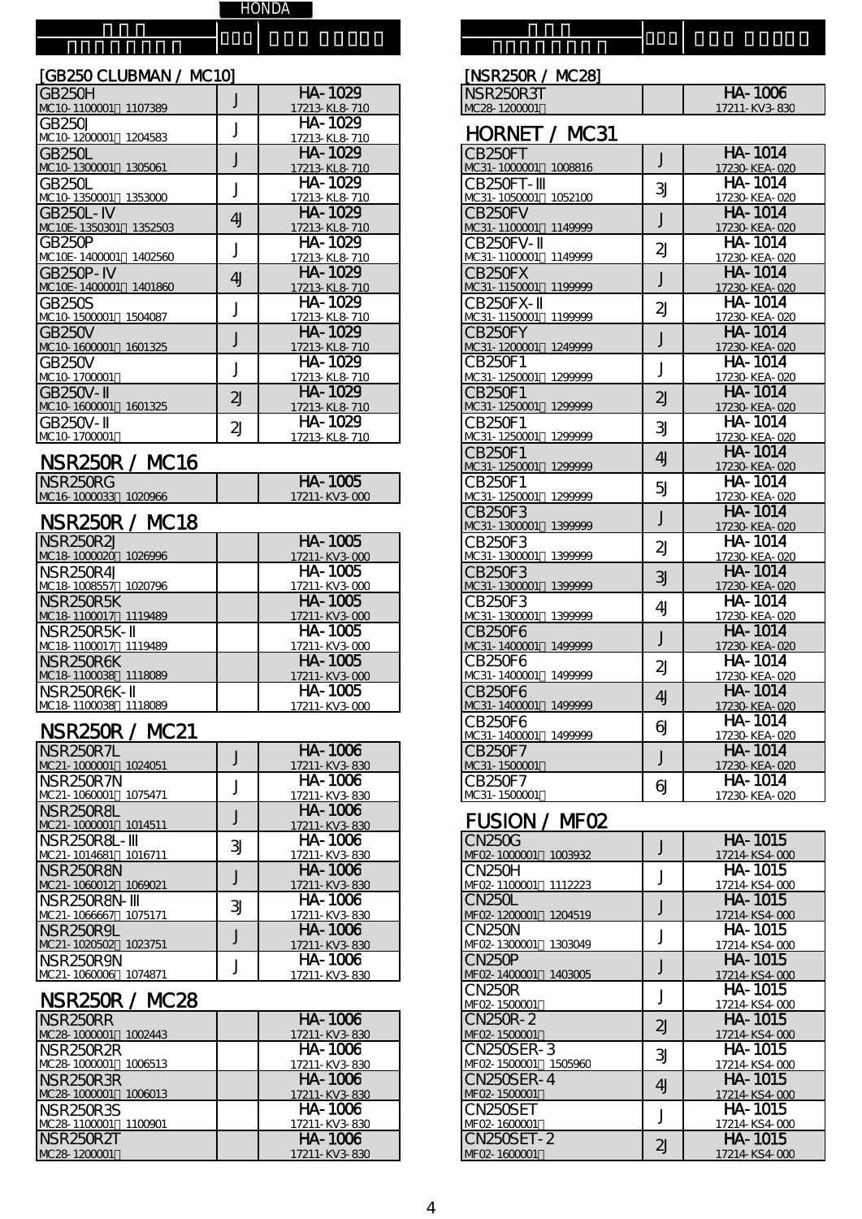HONDA

## [GB250 CLUBMAN / MC10]

| 車　名 フレームナンバー | 色 | 品番 純正品番 |
|---|---|---|
| GB250H MC10-1100001～1107389 | J | HA-1029 17213-KL8-710 |
| GB250J MC10-1200001～1204583 | J | HA-1029 17213-KL8-710 |
| GB250L MC10-1300001～1305061 | J | HA-1029 17213-KL8-710 |
| GB250L MC10-1350001～1353000 | J | HA-1029 17213-KL8-710 |
| GB250L-IV MC10E-1350301～1352503 | 4J | HA-1029 17213-KL8-710 |
| GB250P MC10E-1400001～1402560 | J | HA-1029 17213-KL8-710 |
| GB250P-IV MC10E-1400001～1401860 | 4J | HA-1029 17213-KL8-710 |
| GB250S MC10-1500001～1504087 | J | HA-1029 17213-KL8-710 |
| GB250V MC10-1600001～1601325 | J | HA-1029 17213-KL8-710 |
| GB250V MC10-1700001～ | J | HA-1029 17213-KL8-710 |
| GB250V-II MC10-1600001～1601325 | 2J | HA-1029 17213-KL8-710 |
| GB250V-II MC10-1700001～ | 2J | HA-1029 17213-KL8-710 |

## NSR250R / MC16

| 車　名 フレームナンバー | 色 | 品番 純正品番 |
|---|---|---|
| NSR250RG MC16-1000033～1020966 | | HA-1005 17211-KV3-000 |

## NSR250R / MC18

| 車　名 フレームナンバー | 色 | 品番 純正品番 |
|---|---|---|
| NSR250R2J MC18-1000020～1026996 | | HA-1005 17211-KV3-000 |
| NSR250R4J MC18-1008557～1020796 | | HA-1005 17211-KV3-000 |
| NSR250R5K MC18-1100017～1119489 | | HA-1005 17211-KV3-000 |
| NSR250R5K-II MC18-1100017～1119489 | | HA-1005 17211-KV3-000 |
| NSR250R6K MC18-1100038～1118089 | | HA-1005 17211-KV3-000 |
| NSR250R6K-II MC18-1100038～1118089 | | HA-1005 17211-KV3-000 |

## NSR250R / MC21

| 車　名 フレームナンバー | 色 | 品番 純正品番 |
|---|---|---|
| NSR250R7L MC21-1000001～1024051 | J | HA-1006 17211-KV3-830 |
| NSR250R7N MC21-1060001～1075471 | J | HA-1006 17211-KV3-830 |
| NSR250R8L MC21-1000001～1014511 | J | HA-1006 17211-KV3-830 |
| NSR250R8L-III MC21-1014681～1016711 | 3J | HA-1006 17211-KV3-830 |
| NSR250R8N MC21-1060012～1069021 | J | HA-1006 17211-KV3-830 |
| NSR250R8N-III MC21-1066667～1075171 | 3J | HA-1006 17211-KV3-830 |
| NSR250R9L MC21-1020502～1023751 | J | HA-1006 17211-KV3-830 |
| NSR250R9N MC21-1060006～1074871 | J | HA-1006 17211-KV3-830 |

## NSR250R / MC28

| 車　名 フレームナンバー | 色 | 品番 純正品番 |
|---|---|---|
| NSR250RR MC28-1000001～1002443 | | HA-1006 17211-KV3-830 |
| NSR250R2R MC28-1000001～1006513 | | HA-1006 17211-KV3-830 |
| NSR250R3R MC28-1000001～1006013 | | HA-1006 17211-KV3-830 |
| NSR250R3S MC28-1100001～1100901 | | HA-1006 17211-KV3-830 |
| NSR250R2T MC28-1200001～ | | HA-1006 17211-KV3-830 |

## [NSR250R / MC28]

| 車　名 フレームナンバー | 色 | 品番 純正品番 |
|---|---|---|
| NSR250R3T MC28-1200001～ | | HA-1006 17211-KV3-830 |

## HORNET / MC31

| 車　名 フレームナンバー | 色 | 品番 純正品番 |
|---|---|---|
| CB250FT MC31-1000001～1008816 | J | HA-1014 17230-KEA-020 |
| CB250FT-III MC31-1050001～1052100 | 3J | HA-1014 17230-KEA-020 |
| CB250FV MC31-1100001～1149999 | J | HA-1014 17230-KEA-020 |
| CB250FV-II MC31-1100001～1149999 | 2J | HA-1014 17230-KEA-020 |
| CB250FX MC31-1150001～1199999 | J | HA-1014 17230-KEA-020 |
| CB250FX-II MC31-1150001～1199999 | 2J | HA-1014 17230-KEA-020 |
| CB250FY MC31-1200001～1249999 | J | HA-1014 17230-KEA-020 |
| CB250F1 MC31-1250001～1299999 | J | HA-1014 17230-KEA-020 |
| CB250F1 MC31-1250001～1299999 | 2J | HA-1014 17230-KEA-020 |
| CB250F1 MC31-1250001～1299999 | 3J | HA-1014 17230-KEA-020 |
| CB250F1 MC31-1250001～1299999 | 4J | HA-1014 17230-KEA-020 |
| CB250F1 MC31-1250001～1299999 | 5J | HA-1014 17230-KEA-020 |
| CB250F3 MC31-1300001～1399999 | J | HA-1014 17230-KEA-020 |
| CB250F3 MC31-1300001～1399999 | 2J | HA-1014 17230-KEA-020 |
| CB250F3 MC31-1300001～1399999 | 3J | HA-1014 17230-KEA-020 |
| CB250F3 MC31-1300001～1399999 | 4J | HA-1014 17230-KEA-020 |
| CB250F6 MC31-1400001～1499999 | J | HA-1014 17230-KEA-020 |
| CB250F6 MC31-1400001～1499999 | 2J | HA-1014 17230-KEA-020 |
| CB250F6 MC31-1400001～1499999 | 4J | HA-1014 17230-KEA-020 |
| CB250F6 MC31-1400001～1499999 | 6J | HA-1014 17230-KEA-020 |
| CB250F7 MC31-1500001～ | J | HA-1014 17230-KEA-020 |
| CB250F7 MC31-1500001～ | 6J | HA-1014 17230-KEA-020 |

## FUSION / MF02

| 車　名 フレームナンバー | 色 | 品番 純正品番 |
|---|---|---|
| CN250G MF02-1000001～1003932 | J | HA-1015 17214-KS4-000 |
| CN250H MF02-1100001～1112223 | J | HA-1015 17214-KS4-000 |
| CN250L MF02-1200001～1204519 | J | HA-1015 17214-KS4-000 |
| CN250N MF02-1300001～1303049 | J | HA-1015 17214-KS4-000 |
| CN250P MF02-1400001～1403005 | J | HA-1015 17214-KS4-000 |
| CN250R MF02-1500001～ | J | HA-1015 17214-KS4-000 |
| CN250R-2 MF02-1500001～ | 2J | HA-1015 17214-KS4-000 |
| CN250SER-3 MF02-1500001～1505960 | 3J | HA-1015 17214-KS4-000 |
| CN250SER-4 MF02-1500001～ | 4J | HA-1015 17214-KS4-000 |
| CN250SET MF02-1600001～ | J | HA-1015 17214-KS4-000 |
| CN250SET-2 MF02-1600001～ | 2J | HA-1015 17214-KS4-000 |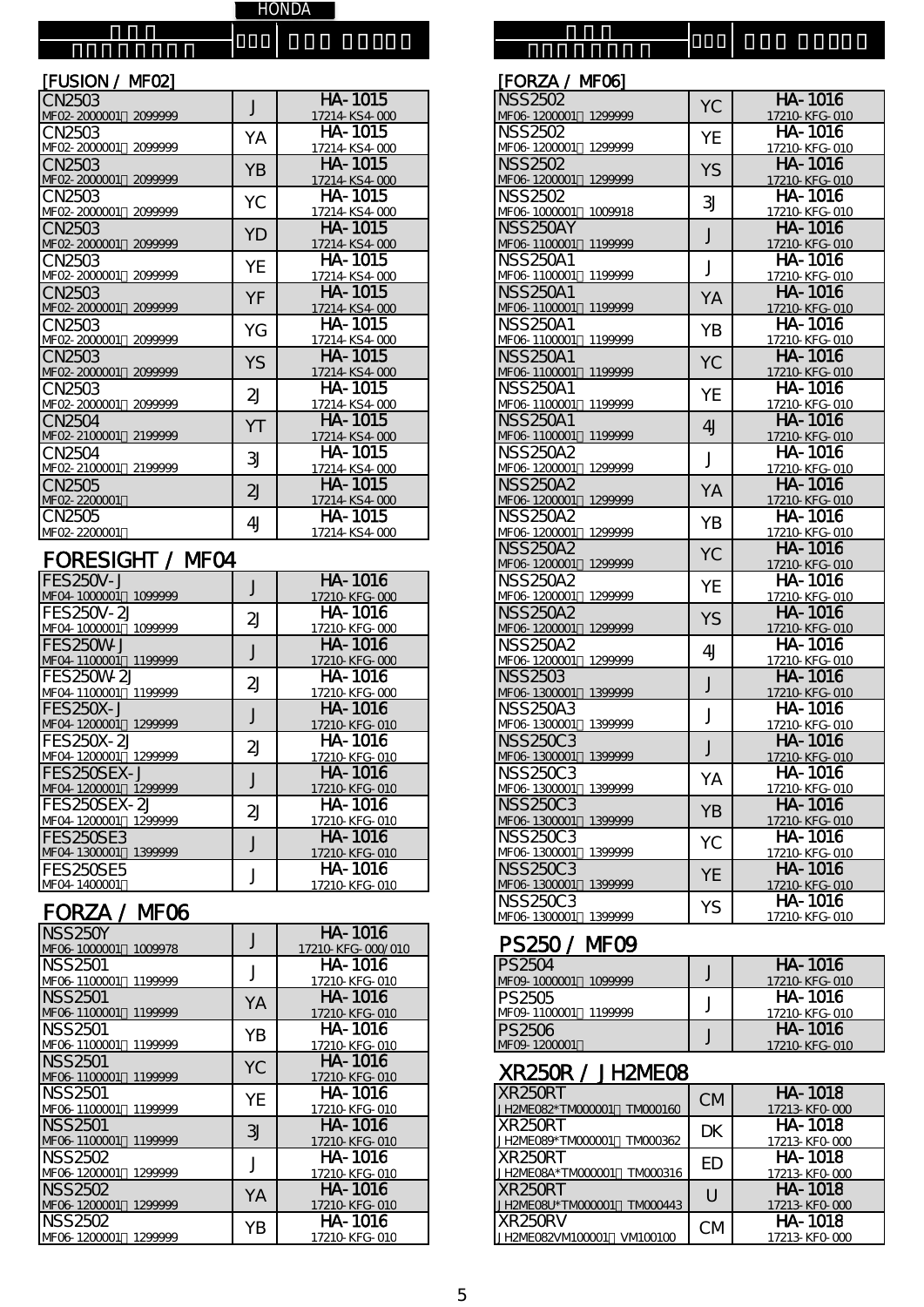HONDA

[FUSION / MF02]

| | | |
|---|---|---|
| CN2503 MF02-2000001～2099999 | J | HA-1015 17214-KS4-000 |
| CN2503 MF02-2000001～2099999 | YA | HA-1015 17214-KS4-000 |
| CN2503 MF02-2000001～2099999 | YB | HA-1015 17214-KS4-000 |
| CN2503 MF02-2000001～2099999 | YC | HA-1015 17214-KS4-000 |
| CN2503 MF02-2000001～2099999 | YD | HA-1015 17214-KS4-000 |
| CN2503 MF02-2000001～2099999 | YE | HA-1015 17214-KS4-000 |
| CN2503 MF02-2000001～2099999 | YF | HA-1015 17214-KS4-000 |
| CN2503 MF02-2000001～2099999 | YG | HA-1015 17214-KS4-000 |
| CN2503 MF02-2000001～2099999 | YS | HA-1015 17214-KS4-000 |
| CN2503 MF02-2000001～2099999 | 2J | HA-1015 17214-KS4-000 |
| CN2504 MF02-2100001～2199999 | YT | HA-1015 17214-KS4-000 |
| CN2504 MF02-2100001～2199999 | 3J | HA-1015 17214-KS4-000 |
| CN2505 MF02-2200001～ | 2J | HA-1015 17214-KS4-000 |
| CN2505 MF02-2200001～ | 4J | HA-1015 17214-KS4-000 |

## FORESIGHT / MF04

| | | |
|---|---|---|
| FES250V-J MF04-1000001～1099999 | J | HA-1016 17210-KFG-000 |
| FES250V-2J MF04-1000001～1099999 | 2J | HA-1016 17210-KFG-000 |
| FES250W-J MF04-1100001～1199999 | J | HA-1016 17210-KFG-000 |
| FES250W-2J MF04-1100001～1199999 | 2J | HA-1016 17210-KFG-000 |
| FES250X-J MF04-1200001～1299999 | J | HA-1016 17210-KFG-010 |
| FES250X-2J MF04-1200001～1299999 | 2J | HA-1016 17210-KFG-010 |
| FES250SEX-J MF04-1200001～1299999 | J | HA-1016 17210-KFG-010 |
| FES250SEX-2J MF04-1200001～1299999 | 2J | HA-1016 17210-KFG-010 |
| FES250SE3 MF04-1300001～1399999 | J | HA-1016 17210-KFG-010 |
| FES250SE5 MF04-1400001～ | J | HA-1016 17210-KFG-010 |

## FORZA / MF06

| | | |
|---|---|---|
| NSS250Y MF06-1000001～1009978 | J | HA-1016 17210-KFG-000/010 |
| NSS2501 MF06-1100001～1199999 | J | HA-1016 17210-KFG-010 |
| NSS2501 MF06-1100001～1199999 | YA | HA-1016 17210-KFG-010 |
| NSS2501 MF06-1100001～1199999 | YB | HA-1016 17210-KFG-010 |
| NSS2501 MF06-1100001～1199999 | YC | HA-1016 17210-KFG-010 |
| NSS2501 MF06-1100001～1199999 | YE | HA-1016 17210-KFG-010 |
| NSS2501 MF06-1100001～1199999 | 3J | HA-1016 17210-KFG-010 |
| NSS2502 MF06-1200001～1299999 | J | HA-1016 17210-KFG-010 |
| NSS2502 MF06-1200001～1299999 | YA | HA-1016 17210-KFG-010 |
| NSS2502 MF06-1200001～1299999 | YB | HA-1016 17210-KFG-010 |

[FORZA / MF06]

| | | |
|---|---|---|
| NSS2502 MF06-1200001～1299999 | YC | HA-1016 17210-KFG-010 |
| NSS2502 MF06-1200001～1299999 | YE | HA-1016 17210-KFG-010 |
| NSS2502 MF06-1200001～1299999 | YS | HA-1016 17210-KFG-010 |
| NSS2502 MF06-1000001～1009918 | 3J | HA-1016 17210-KFG-010 |
| NSS250AY MF06-1100001～1199999 | J | HA-1016 17210-KFG-010 |
| NSS250A1 MF06-1100001～1199999 | J | HA-1016 17210-KFG-010 |
| NSS250A1 MF06-1100001～1199999 | YA | HA-1016 17210-KFG-010 |
| NSS250A1 MF06-1100001～1199999 | YB | HA-1016 17210-KFG-010 |
| NSS250A1 MF06-1100001～1199999 | YC | HA-1016 17210-KFG-010 |
| NSS250A1 MF06-1100001～1199999 | YE | HA-1016 17210-KFG-010 |
| NSS250A1 MF06-1100001～1199999 | 4J | HA-1016 17210-KFG-010 |
| NSS250A2 MF06-1200001～1299999 | J | HA-1016 17210-KFG-010 |
| NSS250A2 MF06-1200001～1299999 | YA | HA-1016 17210-KFG-010 |
| NSS250A2 MF06-1200001～1299999 | YB | HA-1016 17210-KFG-010 |
| NSS250A2 MF06-1200001～1299999 | YC | HA-1016 17210-KFG-010 |
| NSS250A2 MF06-1200001～1299999 | YE | HA-1016 17210-KFG-010 |
| NSS250A2 MF06-1200001～1299999 | YS | HA-1016 17210-KFG-010 |
| NSS250A2 MF06-1200001～1299999 | 4J | HA-1016 17210-KFG-010 |
| NSS2503 MF06-1300001～1399999 | J | HA-1016 17210-KFG-010 |
| NSS250A3 MF06-1300001～1399999 | J | HA-1016 17210-KFG-010 |
| NSS250C3 MF06-1300001～1399999 | J | HA-1016 17210-KFG-010 |
| NSS250C3 MF06-1300001～1399999 | YA | HA-1016 17210-KFG-010 |
| NSS250C3 MF06-1300001～1399999 | YB | HA-1016 17210-KFG-010 |
| NSS250C3 MF06-1300001～1399999 | YC | HA-1016 17210-KFG-010 |
| NSS250C3 MF06-1300001～1399999 | YE | HA-1016 17210-KFG-010 |
| NSS250C3 MF06-1300001～1399999 | YS | HA-1016 17210-KFG-010 |

## PS250 / MF09

| | | |
|---|---|---|
| PS2504 MF09-1000001～1099999 | J | HA-1016 17210-KFG-010 |
| PS2505 MF09-1100001～1199999 | J | HA-1016 17210-KFG-010 |
| PS2506 MF09-1200001～ | J | HA-1016 17210-KFG-010 |

## XR250R / JH2ME08

| | | |
|---|---|---|
| XR250RT JH2ME082*TM000001～TM000160 | CM | HA-1018 17213-KF0-000 |
| XR250RT JH2ME089*TM000001～TM000362 | DK | HA-1018 17213-KF0-000 |
| XR250RT JH2ME08A*TM000001～TM000316 | ED | HA-1018 17213-KF0-000 |
| XR250RT JH2ME08U*TM000001～TM000443 | U | HA-1018 17213-KF0-000 |
| XR250RV JH2ME082VM100001～VM100100 | CM | HA-1018 17213-KF0-000 |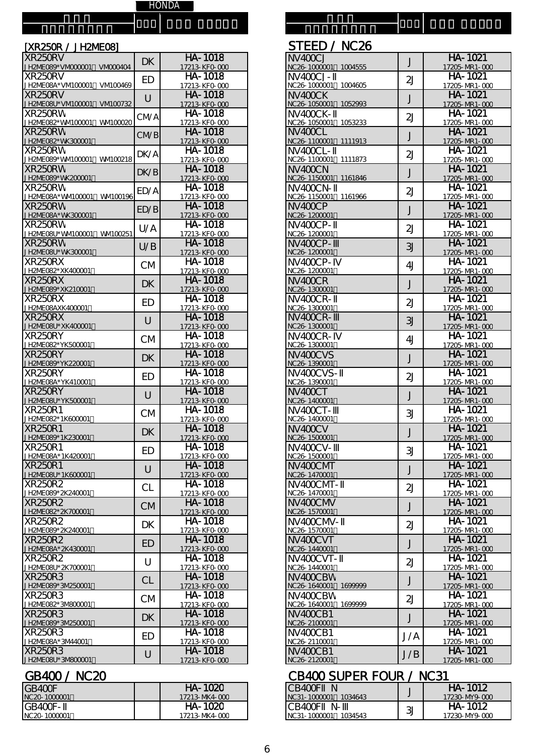HONDA

## [XR250R / JH2ME08]

| 車種名 車台番号 | 仕向地 | 品番 純正品番 |
|---|---|---|
| XR250RV<br>JH2ME089*VM000001～VM000404 | DK | HA-1018<br>17213-KF0-000 |
| XR250RV<br>JH2ME08A*VM100001～VM100469 | ED | HA-1018<br>17213-KF0-000 |
| XR250RV<br>JH2ME08U*VM100001～VM100732 | U | HA-1018<br>17213-KF0-000 |
| XR250RW<br>JH2ME082*WM100001～WM100020 | CM/A | HA-1018<br>17213-KF0-000 |
| XR250RW<br>JH2ME082*WK300001～ | CM/B | HA-1018<br>17213-KF0-000 |
| XR250RW<br>JH2ME089*WM100001～WM100218 | DK/A | HA-1018<br>17213-KF0-000 |
| XR250RW<br>JH2ME089*WK200001～ | DK/B | HA-1018<br>17213-KF0-000 |
| XR250RW<br>JH2ME08A*WM100001～WM100196 | ED/A | HA-1018<br>17213-KF0-000 |
| XR250RW<br>JH2ME08A*WK300001～ | ED/B | HA-1018<br>17213-KF0-000 |
| XR250RW<br>JH2ME08U*WM100001～WM100251 | U/A | HA-1018<br>17213-KF0-000 |
| XR250RW<br>JH2ME08U*WK300001～ | U/B | HA-1018<br>17213-KF0-000 |
| XR250RX<br>JH2ME082*XK400001～ | CM | HA-1018<br>17213-KF0-000 |
| XR250RX<br>JH2ME089*XK210001～ | DK | HA-1018<br>17213-KF0-000 |
| XR250RX<br>JH2ME08AXK400001～ | ED | HA-1018<br>17213-KF0-000 |
| XR250RX<br>JH2ME08U*XK400001～ | U | HA-1018<br>17213-KF0-000 |
| XR250RY<br>JH2ME082*YK500001～ | CM | HA-1018<br>17213-KF0-000 |
| XR250RY<br>JH2ME089*YK220001～ | DK | HA-1018<br>17213-KF0-000 |
| XR250RY<br>JH2ME08A*YK410001～ | ED | HA-1018<br>17213-KF0-000 |
| XR250RY<br>JH2ME08U*YK500001～ | U | HA-1018<br>17213-KF0-000 |
| XR250R1<br>JH2ME082*1K600001～ | CM | HA-1018<br>17213-KF0-000 |
| XR250R1<br>JH2ME089*1K230001～ | DK | HA-1018<br>17213-KF0-000 |
| XR250R1<br>JH2ME08A*1K420001～ | ED | HA-1018<br>17213-KF0-000 |
| XR250R1<br>JH2ME08U*1K600001～ | U | HA-1018<br>17213-KF0-000 |
| XR250R2<br>JH2ME089*2K240001～ | CL | HA-1018<br>17213-KF0-000 |
| XR250R2<br>JH2ME082*2K700001～ | CM | HA-1018<br>17213-KF0-000 |
| XR250R2<br>JH2ME089*2K240001～ | DK | HA-1018<br>17213-KF0-000 |
| XR250R2<br>JH2ME08A*2K430001～ | ED | HA-1018<br>17213-KF0-000 |
| XR250R2<br>JH2ME08U*2K700001～ | U | HA-1018<br>17213-KF0-000 |
| XR250R3<br>JH2ME089*3M250001～ | CL | HA-1018<br>17213-KF0-000 |
| XR250R3<br>JH2ME082*3M800001～ | CM | HA-1018<br>17213-KF0-000 |
| XR250R3<br>JH2ME089*3M250001～ | DK | HA-1018<br>17213-KF0-000 |
| XR250R3<br>JH2ME08A*3M44001～ | ED | HA-1018<br>17213-KF0-000 |
| XR250R3<br>JH2ME08U*3M800001～ | U | HA-1018<br>17213-KF0-000 |

## GB400 / NC20

| 車種名 車台番号 | 仕向地 | 品番 純正品番 |
|---|---|---|
| GB400F<br>NC20-1000001～ | | HA-1020<br>17213-MK4-000 |
| GB400F-II<br>NC20-1000001～ | | HA-1020<br>17213-MK4-000 |

## STEED / NC26

| 車種名 車台番号 | 仕向地 | 品番 純正品番 |
|---|---|---|
| NV400CJ<br>NC26-1000001～1004555 | J | HA-1021<br>17205-MR1-000 |
| NV400CJ-II<br>NC26-1000001～1004605 | 2J | HA-1021<br>17205-MR1-000 |
| NV400CK<br>NC26-1050001～1052993 | J | HA-1021<br>17205-MR1-000 |
| NV400CK-II<br>NC26-1050001～1053233 | 2J | HA-1021<br>17205-MR1-000 |
| NV400CL<br>NC26-1100001～1111913 | J | HA-1021<br>17205-MR1-000 |
| NV400CL-II<br>NC26-1100001～1111873 | 2J | HA-1021<br>17205-MR1-000 |
| NV400CN<br>NC26-1150001～1161846 | J | HA-1021<br>17205-MR1-000 |
| NV400CN-II<br>NC26-1150001～1161966 | 2J | HA-1021<br>17205-MR1-000 |
| NV400CP<br>NC26-1200001～ | J | HA-1021<br>17205-MR1-000 |
| NV400CP-II<br>NC26-1200001～ | 2J | HA-1021<br>17205-MR1-000 |
| NV400CP-III<br>NC26-1200001～ | 3J | HA-1021<br>17205-MR1-000 |
| NV400CP-IV<br>NC26-1200001～ | 4J | HA-1021<br>17205-MR1-000 |
| NV400CR<br>NC26-1300001～ | J | HA-1021<br>17205-MR1-000 |
| NV400CR-II<br>NC26-1300001～ | 2J | HA-1021<br>17205-MR1-000 |
| NV400CR-III<br>NC26-1300001～ | 3J | HA-1021<br>17205-MR1-000 |
| NV400CR-IV<br>NC26-1300001～ | 4J | HA-1021<br>17205-MR1-000 |
| NV400CVS<br>NC26-1390001～ | J | HA-1021<br>17205-MR1-000 |
| NV400CVS-II<br>NC26-1390001～ | 2J | HA-1021<br>17205-MR1-000 |
| NV400CT<br>NC26-1400001～ | J | HA-1021<br>17205-MR1-000 |
| NV400CT-III<br>NC26-1400001～ | 3J | HA-1021<br>17205-MR1-000 |
| NV400CV<br>NC26-1500001～ | J | HA-1021<br>17205-MR1-000 |
| NV400CV-III<br>NC26-1500001～ | 3J | HA-1021<br>17205-MR1-000 |
| NV400CMT<br>NC26-1470001～ | J | HA-1021<br>17205-MR1-000 |
| NV400CMT-II<br>NC26-1470001～ | 2J | HA-1021<br>17205-MR1-000 |
| NV400CMV<br>NC26-1570001～ | J | HA-1021<br>17205-MR1-000 |
| NV400CMV-II<br>NC26-1570001～ | 2J | HA-1021<br>17205-MR1-000 |
| NV400CVT<br>NC26-1440001～ | J | HA-1021<br>17205-MR1-000 |
| NV400CVT-II<br>NC26-1440001～ | 2J | HA-1021<br>17205-MR1-000 |
| NV400CBW<br>NC26-1640001～1699999 | J | HA-1021<br>17205-MR1-000 |
| NV400CBW<br>NC26-1640001～1699999 | 2J | HA-1021<br>17205-MR1-000 |
| NV400CB1<br>NC26-2100001～ | J | HA-1021<br>17205-MR1-000 |
| NV400CB1<br>NC26-2110001～ | J/A | HA-1021<br>17205-MR1-000 |
| NV400CB1<br>NC26-2120001～ | J/B | HA-1021<br>17205-MR1-000 |

## CB400 SUPER FOUR / NC31

| 車種名 車台番号 | 仕向地 | 品番 純正品番 |
|---|---|---|
| CB400FII N<br>NC31-1000001～1034643 | J | HA-1012<br>17230-MY9-000 |
| CB400FII N-III<br>NC31-1000001～1034543 | 3J | HA-1012<br>17230-MY9-000 |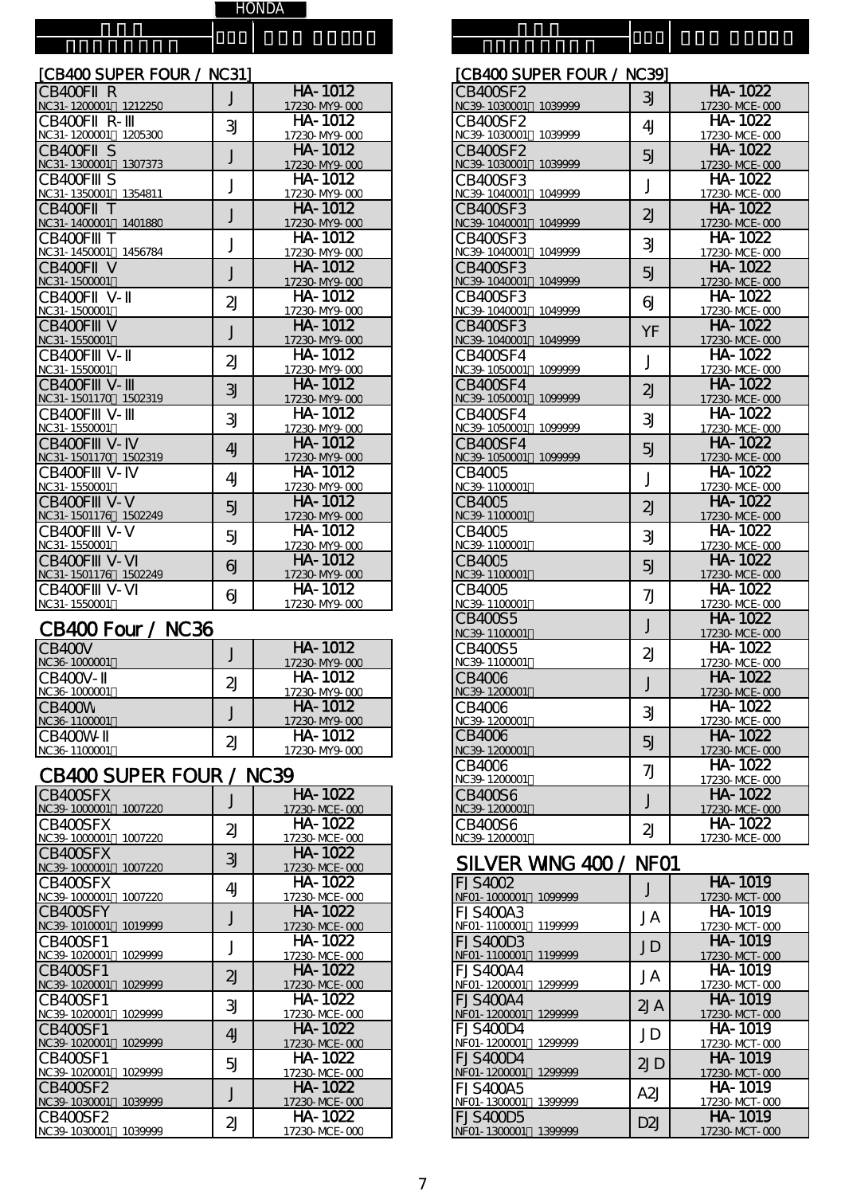HONDA

## [CB400 SUPER FOUR / NC31]

| | | |
|---|---|---|
| CB400FII R<br>NC31-1200001～1212250 | J | HA-1012<br>17230-MY9-000 |
| CB400FII R-III<br>NC31-1200001～1205300 | 3J | HA-1012<br>17230-MY9-000 |
| CB400FII S<br>NC31-1300001～1307373 | J | HA-1012<br>17230-MY9-000 |
| CB400FIII S<br>NC31-1350001～1354811 | J | HA-1012<br>17230-MY9-000 |
| CB400FII T<br>NC31-1400001～1401880 | J | HA-1012<br>17230-MY9-000 |
| CB400FIII T<br>NC31-1450001～1456784 | J | HA-1012<br>17230-MY9-000 |
| CB400FII V<br>NC31-1500001～ | J | HA-1012<br>17230-MY9-000 |
| CB400FII V-II<br>NC31-1500001～ | 2J | HA-1012<br>17230-MY9-000 |
| CB400FIII V<br>NC31-1550001～ | J | HA-1012<br>17230-MY9-000 |
| CB400FIII V-II<br>NC31-1550001～ | 2J | HA-1012<br>17230-MY9-000 |
| CB400FIII V-III<br>NC31-1501170～1502319 | 3J | HA-1012<br>17230-MY9-000 |
| CB400FIII V-III<br>NC31-1550001～ | 3J | HA-1012<br>17230-MY9-000 |
| CB400FIII V-IV<br>NC31-1501170～1502319 | 4J | HA-1012<br>17230-MY9-000 |
| CB400FIII V-IV<br>NC31-1550001～ | 4J | HA-1012<br>17230-MY9-000 |
| CB400FIII V-V<br>NC31-1501176～1502249 | 5J | HA-1012<br>17230-MY9-000 |
| CB400FIII V-V<br>NC31-1550001～ | 5J | HA-1012<br>17230-MY9-000 |
| CB400FIII V-VI<br>NC31-1501176～1502249 | 6J | HA-1012<br>17230-MY9-000 |
| CB400FIII V-VI<br>NC31-1550001～ | 6J | HA-1012<br>17230-MY9-000 |

## CB400 Four / NC36

| | | |
|---|---|---|
| CB400V<br>NC36-1000001～ | J | HA-1012<br>17230-MY9-000 |
| CB400V-II<br>NC36-1000001～ | 2J | HA-1012<br>17230-MY9-000 |
| CB400W<br>NC36-1100001～ | J | HA-1012<br>17230-MY9-000 |
| CB400W-II<br>NC36-1100001～ | 2J | HA-1012<br>17230-MY9-000 |

## CB400 SUPER FOUR / NC39

| | | |
|---|---|---|
| CB400SFX<br>NC39-1000001～1007220 | J | HA-1022<br>17230-MCE-000 |
| CB400SFX<br>NC39-1000001～1007220 | 2J | HA-1022<br>17230-MCE-000 |
| CB400SFX<br>NC39-1000001～1007220 | 3J | HA-1022<br>17230-MCE-000 |
| CB400SFX<br>NC39-1000001～1007220 | 4J | HA-1022<br>17230-MCE-000 |
| CB400SFY<br>NC39-1010001～1019999 | J | HA-1022<br>17230-MCE-000 |
| CB400SF1<br>NC39-1020001～1029999 | J | HA-1022<br>17230-MCE-000 |
| CB400SF1<br>NC39-1020001～1029999 | 2J | HA-1022<br>17230-MCE-000 |
| CB400SF1<br>NC39-1020001～1029999 | 3J | HA-1022<br>17230-MCE-000 |
| CB400SF1<br>NC39-1020001～1029999 | 4J | HA-1022<br>17230-MCE-000 |
| CB400SF1<br>NC39-1020001～1029999 | 5J | HA-1022<br>17230-MCE-000 |
| CB400SF2<br>NC39-1030001～1039999 | J | HA-1022<br>17230-MCE-000 |
| CB400SF2<br>NC39-1030001～1039999 | 2J | HA-1022<br>17230-MCE-000 |

## [CB400 SUPER FOUR / NC39]

| | | |
|---|---|---|
| CB400SF2<br>NC39-1030001～1039999 | 3J | HA-1022<br>17230-MCE-000 |
| CB400SF2<br>NC39-1030001～1039999 | 4J | HA-1022<br>17230-MCE-000 |
| CB400SF2<br>NC39-1030001～1039999 | 5J | HA-1022<br>17230-MCE-000 |
| CB400SF3<br>NC39-1040001～1049999 | J | HA-1022<br>17230-MCE-000 |
| CB400SF3<br>NC39-1040001～1049999 | 2J | HA-1022<br>17230-MCE-000 |
| CB400SF3<br>NC39-1040001～1049999 | 3J | HA-1022<br>17230-MCE-000 |
| CB400SF3<br>NC39-1040001～1049999 | 5J | HA-1022<br>17230-MCE-000 |
| CB400SF3<br>NC39-1040001～1049999 | 6J | HA-1022<br>17230-MCE-000 |
| CB400SF3<br>NC39-1040001～1049999 | YF | HA-1022<br>17230-MCE-000 |
| CB400SF4<br>NC39-1050001～1099999 | J | HA-1022<br>17230-MCE-000 |
| CB400SF4<br>NC39-1050001～1099999 | 2J | HA-1022<br>17230-MCE-000 |
| CB400SF4<br>NC39-1050001～1099999 | 3J | HA-1022<br>17230-MCE-000 |
| CB400SF4<br>NC39-1050001～1099999 | 5J | HA-1022<br>17230-MCE-000 |
| CB4005<br>NC39-1100001～ | J | HA-1022<br>17230-MCE-000 |
| CB4005<br>NC39-1100001～ | 2J | HA-1022<br>17230-MCE-000 |
| CB4005<br>NC39-1100001～ | 3J | HA-1022<br>17230-MCE-000 |
| CB4005<br>NC39-1100001～ | 5J | HA-1022<br>17230-MCE-000 |
| CB4005<br>NC39-1100001～ | 7J | HA-1022<br>17230-MCE-000 |
| CB400S5<br>NC39-1100001～ | J | HA-1022<br>17230-MCE-000 |
| CB400S5<br>NC39-1100001～ | 2J | HA-1022<br>17230-MCE-000 |
| CB4006<br>NC39-1200001～ | J | HA-1022<br>17230-MCE-000 |
| CB4006<br>NC39-1200001～ | 3J | HA-1022<br>17230-MCE-000 |
| CB4006<br>NC39-1200001～ | 5J | HA-1022<br>17230-MCE-000 |
| CB4006<br>NC39-1200001～ | 7J | HA-1022<br>17230-MCE-000 |
| CB400S6<br>NC39-1200001～ | J | HA-1022<br>17230-MCE-000 |
| CB400S6<br>NC39-1200001～ | 2J | HA-1022<br>17230-MCE-000 |

## SILVER WING 400 / NF01

| | | |
|---|---|---|
| FJS4002<br>NF01-1000001～1099999 | J | HA-1019<br>17230-MCT-000 |
| FJS400A3<br>NF01-1100001～1199999 | JA | HA-1019<br>17230-MCT-000 |
| FJS400D3<br>NF01-1100001～1199999 | JD | HA-1019<br>17230-MCT-000 |
| FJS400A4<br>NF01-1200001～1299999 | JA | HA-1019<br>17230-MCT-000 |
| FJS400A4<br>NF01-1200001～1299999 | 2JA | HA-1019<br>17230-MCT-000 |
| FJS400D4<br>NF01-1200001～1299999 | JD | HA-1019<br>17230-MCT-000 |
| FJS400D4<br>NF01-1200001～1299999 | 2JD | HA-1019<br>17230-MCT-000 |
| FJS400A5<br>NF01-1300001～1399999 | A2J | HA-1019<br>17230-MCT-000 |
| FJS400D5<br>NF01-1300001～1399999 | D2J | HA-1019<br>17230-MCT-000 |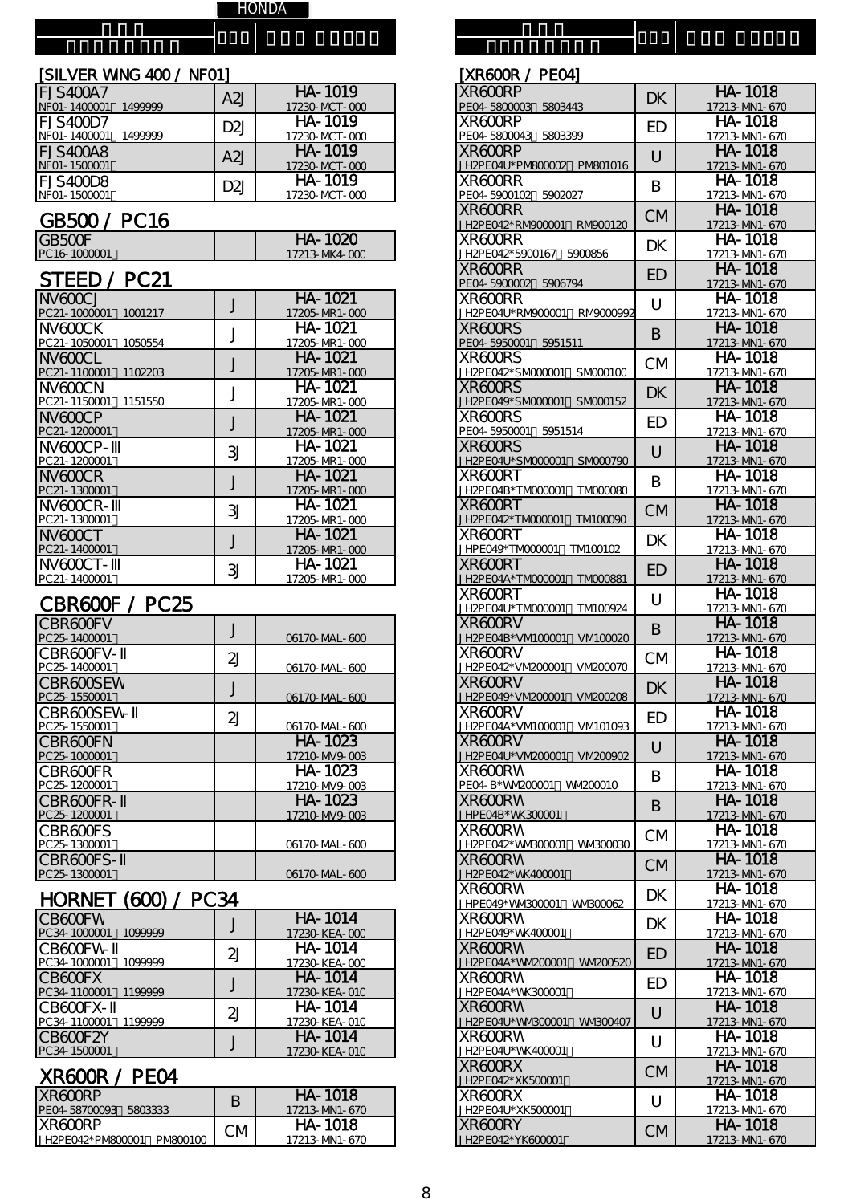HONDA

| 車種名 / 型式・フレームNo. | 仕向け | 品番 / 純正品番 |
|---|---|---|

## [SILVER WING 400 / NF01]

| Model | Type | Part No. |
|---|---|---|
| FJS400A7 NF01-1400001～1499999 | A2J | HA-1019 17230-MCT-000 |
| FJS400D7 NF01-1400001～1499999 | D2J | HA-1019 17230-MCT-000 |
| FJS400A8 NF01-1500001～ | A2J | HA-1019 17230-MCT-000 |
| FJS400D8 NF01-1500001～ | D2J | HA-1019 17230-MCT-000 |

## GB500 / PC16

| Model | Type | Part No. |
|---|---|---|
| GB500F PC16-1000001～ | | HA-1020 17213-MK4-000 |

## STEED / PC21

| Model | Type | Part No. |
|---|---|---|
| NV600CJ PC21-1000001～1001217 | J | HA-1021 17205-MR1-000 |
| NV600CK PC21-1050001～1050554 | J | HA-1021 17205-MR1-000 |
| NV600CL PC21-1100001～1102203 | J | HA-1021 17205-MR1-000 |
| NV600CN PC21-1150001～1151550 | J | HA-1021 17205-MR1-000 |
| NV600CP PC21-1200001～ | J | HA-1021 17205-MR1-000 |
| NV600CP-III PC21-1200001～ | 3J | HA-1021 17205-MR1-000 |
| NV600CR PC21-1300001～ | J | HA-1021 17205-MR1-000 |
| NV600CR-III PC21-1300001～ | 3J | HA-1021 17205-MR1-000 |
| NV600CT PC21-1400001～ | J | HA-1021 17205-MR1-000 |
| NV600CT-III PC21-1400001～ | 3J | HA-1021 17205-MR1-000 |

## CBR600F / PC25

| Model | Type | Part No. |
|---|---|---|
| CBR600FV PC25-1400001～ | J | 06170-MAL-600 |
| CBR600FV-II PC25-1400001～ | 2J | 06170-MAL-600 |
| CBR600SEW PC25-1550001～ | J | 06170-MAL-600 |
| CBR600SEW-II PC25-1550001～ | 2J | 06170-MAL-600 |
| CBR600FN PC25-1000001～ | | HA-1023 17210-MV9-003 |
| CBR600FR PC25-1200001～ | | HA-1023 17210-MV9-003 |
| CBR600FR-II PC25-1200001～ | | HA-1023 17210-MV9-003 |
| CBR600FS PC25-1300001～ | | 06170-MAL-600 |
| CBR600FS-II PC25-1300001～ | | 06170-MAL-600 |

## HORNET (600) / PC34

| Model | Type | Part No. |
|---|---|---|
| CB600FW PC34-1000001～1099999 | J | HA-1014 17230-KEA-000 |
| CB600FW-II PC34-1000001～1099999 | 2J | HA-1014 17230-KEA-000 |
| CB600FX PC34-1100001～1199999 | J | HA-1014 17230-KEA-010 |
| CB600FX-II PC34-1100001～1199999 | 2J | HA-1014 17230-KEA-010 |
| CB600F2Y PC34-1500001～ | J | HA-1014 17230-KEA-010 |

## XR600R / PE04

| Model | Type | Part No. |
|---|---|---|
| XR600RP PE04-58700093～5803333 | B | HA-1018 17213-MN1-670 |
| XR600RP JH2PE042*PM800001～PM800100 | CM | HA-1018 17213-MN1-670 |
| XR600RP PE04-5800003～5803443 | DK | HA-1018 17213-MN1-670 |
| XR600RP PE04-5800043～5803399 | ED | HA-1018 17213-MN1-670 |
| XR600RP JH2PE04U*PM800002～PM801016 | U | HA-1018 17213-MN1-670 |
| XR600RR PE04-5900102～5902027 | B | HA-1018 17213-MN1-670 |
| XR600RR JH2PE042*RM900001～RM900120 | CM | HA-1018 17213-MN1-670 |
| XR600RR JH2PE042*5900167～5900856 | DK | HA-1018 17213-MN1-670 |
| XR600RR PE04-5900002～5906794 | ED | HA-1018 17213-MN1-670 |
| XR600RR JH2PE04U*RM900001～RM9000992 | U | HA-1018 17213-MN1-670 |
| XR600RS PE04-5950001～5951511 | B | HA-1018 17213-MN1-670 |
| XR600RS JH2PE042*SM000001～SM000100 | CM | HA-1018 17213-MN1-670 |
| XR600RS JH2PE049*SM000001～SM000152 | DK | HA-1018 17213-MN1-670 |
| XR600RS PE04-5950001～5951514 | ED | HA-1018 17213-MN1-670 |
| XR600RS JH2PE04U*SM000001～SM000790 | U | HA-1018 17213-MN1-670 |
| XR600RT JH2PE04B*TM000001～TM000080 | B | HA-1018 17213-MN1-670 |
| XR600RT JH2PE042*TM000001～TM100090 | CM | HA-1018 17213-MN1-670 |
| XR600RT JHPE049*TM000001～TM100102 | DK | HA-1018 17213-MN1-670 |
| XR600RT JH2PE04A*TM000001～TM000881 | ED | HA-1018 17213-MN1-670 |
| XR600RT JH2PE04U*TM000001～TM100924 | U | HA-1018 17213-MN1-670 |
| XR600RV JH2PE04B*VM100001～VM100020 | B | HA-1018 17213-MN1-670 |
| XR600RV JH2PE042*VM200001～VM200070 | CM | HA-1018 17213-MN1-670 |
| XR600RV JH2PE049*VM200001～VM200208 | DK | HA-1018 17213-MN1-670 |
| XR600RV JH2PE04A*VM100001～VM101093 | ED | HA-1018 17213-MN1-670 |
| XR600RV JH2PE04U*VM200001～VM200902 | U | HA-1018 17213-MN1-670 |
| XR600RW PE04-B*WM200001～WM200010 | B | HA-1018 17213-MN1-670 |
| XR600RW JHPE04B*WK300001～ | B | HA-1018 17213-MN1-670 |
| XR600RW JH2PE042*WM300001～WM300030 | CM | HA-1018 17213-MN1-670 |
| XR600RW JH2PE042*WK400001～ | CM | HA-1018 17213-MN1-670 |
| XR600RW JHPE049*WM300001～WM300062 | DK | HA-1018 17213-MN1-670 |
| XR600RW JH2PE049*WK400001～ | DK | HA-1018 17213-MN1-670 |
| XR600RW JH2PE04A*WM200001～WM200520 | ED | HA-1018 17213-MN1-670 |
| XR600RW JH2PE04A*WK300001～ | ED | HA-1018 17213-MN1-670 |
| XR600RW JH2PE04U*WM300001～WM300407 | U | HA-1018 17213-MN1-670 |
| XR600RW JH2PE04U*WK400001～ | U | HA-1018 17213-MN1-670 |
| XR600RX JH2PE042*XK500001～ | CM | HA-1018 17213-MN1-670 |
| XR600RX JH2PE04U*XK500001～ | U | HA-1018 17213-MN1-670 |
| XR600RY JH2PE042*YK600001～ | CM | HA-1018 17213-MN1-670 |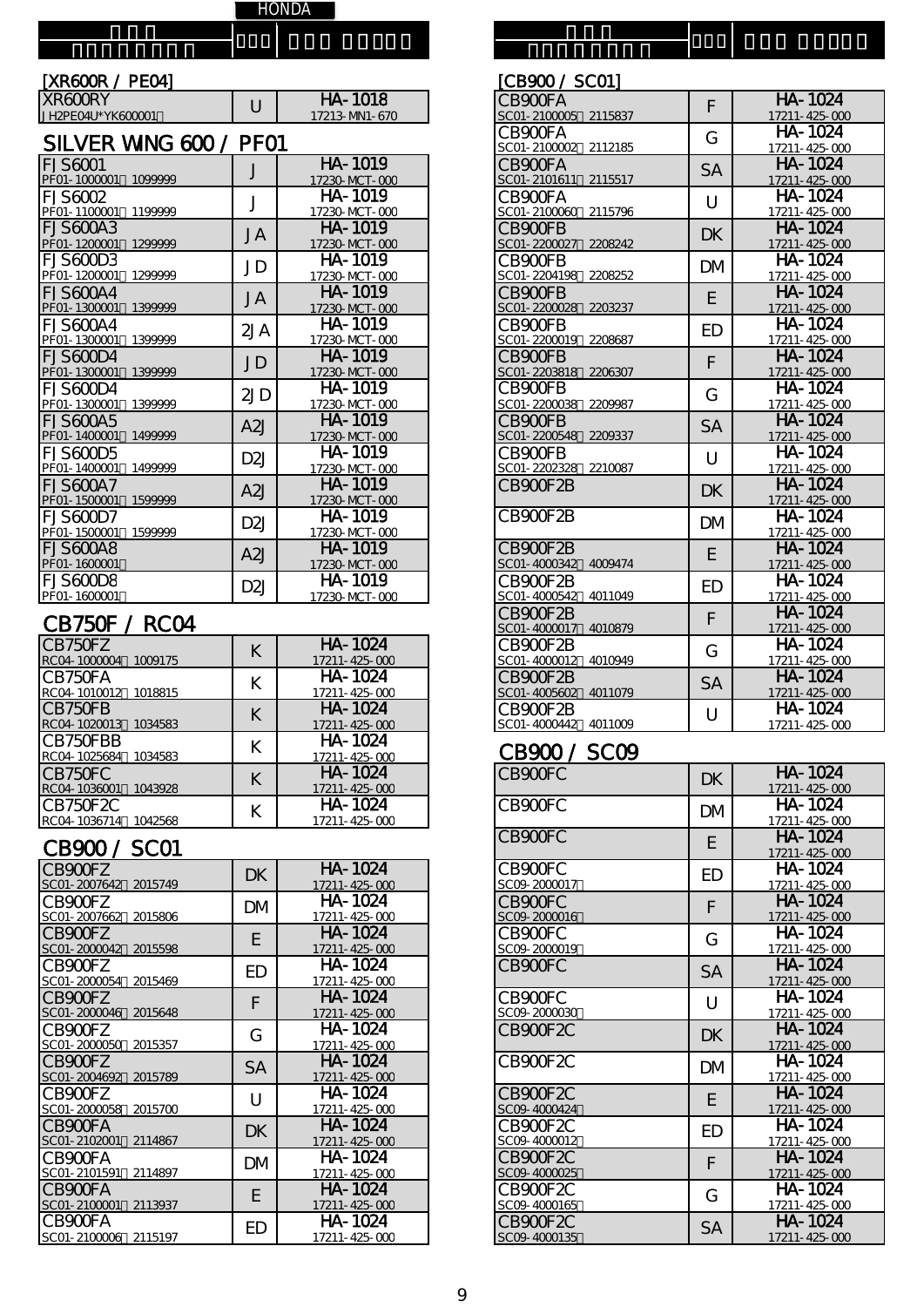HONDA

| | | |
|---|---|---|

## [XR600R / PE04]

| | | |
|---|---|---|
| XR600RY<br>JH2PE04U*YK600001 | U | HA-1018<br>17213-MN1-670 |

## SILVER WING 600 / PF01

| | | |
|---|---|---|
| FJS6001<br>PF01-1000001 1099999 | J | HA-1019<br>17230-MCT-000 |
| FJS6002<br>PF01-1100001 1199999 | J | HA-1019<br>17230-MCT-000 |
| FJS600A3<br>PF01-1200001 1299999 | JA | HA-1019<br>17230-MCT-000 |
| FJS600D3<br>PF01-1200001 1299999 | JD | HA-1019<br>17230-MCT-000 |
| FJS600A4<br>PF01-1300001 1399999 | JA | HA-1019<br>17230-MCT-000 |
| FJS600A4<br>PF01-1300001 1399999 | 2JA | HA-1019<br>17230-MCT-000 |
| FJS600D4<br>PF01-1300001 1399999 | JD | HA-1019<br>17230-MCT-000 |
| FJS600D4<br>PF01-1300001 1399999 | 2JD | HA-1019<br>17230-MCT-000 |
| FJS600A5<br>PF01-1400001 1499999 | A2J | HA-1019<br>17230-MCT-000 |
| FJS600D5<br>PF01-1400001 1499999 | D2J | HA-1019<br>17230-MCT-000 |
| FJS600A7<br>PF01-1500001 1599999 | A2J | HA-1019<br>17230-MCT-000 |
| FJS600D7<br>PF01-1500001 1599999 | D2J | HA-1019<br>17230-MCT-000 |
| FJS600A8<br>PF01-1600001 | A2J | HA-1019<br>17230-MCT-000 |
| FJS600D8<br>PF01-1600001 | D2J | HA-1019<br>17230-MCT-000 |

## CB750F / RC04

| | | |
|---|---|---|
| CB750FZ<br>RC04-1000004 1009175 | K | HA-1024<br>17211-425-000 |
| CB750FA<br>RC04-1010012 1018815 | K | HA-1024<br>17211-425-000 |
| CB750FB<br>RC04-1020013 1034583 | K | HA-1024<br>17211-425-000 |
| CB750FBB<br>RC04-1025684 1034583 | K | HA-1024<br>17211-425-000 |
| CB750FC<br>RC04-1036001 1043928 | K | HA-1024<br>17211-425-000 |
| CB750F2C<br>RC04-1036714 1042568 | K | HA-1024<br>17211-425-000 |

## CB900 / SC01

| | | |
|---|---|---|
| CB900FZ<br>SC01-2007642 2015749 | DK | HA-1024<br>17211-425-000 |
| CB900FZ<br>SC01-2007662 2015806 | DM | HA-1024<br>17211-425-000 |
| CB900FZ<br>SC01-2000042 2015598 | E | HA-1024<br>17211-425-000 |
| CB900FZ<br>SC01-2000054 2015469 | ED | HA-1024<br>17211-425-000 |
| CB900FZ<br>SC01-2000046 2015648 | F | HA-1024<br>17211-425-000 |
| CB900FZ<br>SC01-2000050 2015357 | G | HA-1024<br>17211-425-000 |
| CB900FZ<br>SC01-2004692 2015789 | SA | HA-1024<br>17211-425-000 |
| CB900FZ<br>SC01-2000058 2015700 | U | HA-1024<br>17211-425-000 |
| CB900FA<br>SC01-2102001 2114867 | DK | HA-1024<br>17211-425-000 |
| CB900FA<br>SC01-2101591 2114897 | DM | HA-1024<br>17211-425-000 |
| CB900FA<br>SC01-2100001 2113937 | E | HA-1024<br>17211-425-000 |
| CB900FA<br>SC01-2100006 2115197 | ED | HA-1024<br>17211-425-000 |

## [CB900 / SC01]

| | | |
|---|---|---|
| CB900FA<br>SC01-2100005 2115837 | F | HA-1024<br>17211-425-000 |
| CB900FA<br>SC01-2100002 2112185 | G | HA-1024<br>17211-425-000 |
| CB900FA<br>SC01-2101611 2115517 | SA | HA-1024<br>17211-425-000 |
| CB900FA<br>SC01-2100060 2115796 | U | HA-1024<br>17211-425-000 |
| CB900FB<br>SC01-2200027 2208242 | DK | HA-1024<br>17211-425-000 |
| CB900FB<br>SC01-2204198 2208252 | DM | HA-1024<br>17211-425-000 |
| CB900FB<br>SC01-2200028 2203237 | E | HA-1024<br>17211-425-000 |
| CB900FB<br>SC01-2200019 2208687 | ED | HA-1024<br>17211-425-000 |
| CB900FB<br>SC01-2203818 2206307 | F | HA-1024<br>17211-425-000 |
| CB900FB<br>SC01-2200038 2209987 | G | HA-1024<br>17211-425-000 |
| CB900FB<br>SC01-2200548 2209337 | SA | HA-1024<br>17211-425-000 |
| CB900FB<br>SC01-2202328 2210087 | U | HA-1024<br>17211-425-000 |
| CB900F2B | DK | HA-1024<br>17211-425-000 |
| CB900F2B | DM | HA-1024<br>17211-425-000 |
| CB900F2B<br>SC01-4000342 4009474 | E | HA-1024<br>17211-425-000 |
| CB900F2B<br>SC01-4000542 4011049 | ED | HA-1024<br>17211-425-000 |
| CB900F2B<br>SC01-4000017 4010879 | F | HA-1024<br>17211-425-000 |
| CB900F2B<br>SC01-4000012 4010949 | G | HA-1024<br>17211-425-000 |
| CB900F2B<br>SC01-4005602 4011079 | SA | HA-1024<br>17211-425-000 |
| CB900F2B<br>SC01-4000442 4011009 | U | HA-1024<br>17211-425-000 |

## CB900 / SC09

| | | |
|---|---|---|
| CB900FC | DK | HA-1024<br>17211-425-000 |
| CB900FC | DM | HA-1024<br>17211-425-000 |
| CB900FC | E | HA-1024<br>17211-425-000 |
| CB900FC<br>SC09-2000017 | ED | HA-1024<br>17211-425-000 |
| CB900FC<br>SC09-2000016 | F | HA-1024<br>17211-425-000 |
| CB900FC<br>SC09-2000019 | G | HA-1024<br>17211-425-000 |
| CB900FC | SA | HA-1024<br>17211-425-000 |
| CB900FC<br>SC09-2000030 | U | HA-1024<br>17211-425-000 |
| CB900F2C | DK | HA-1024<br>17211-425-000 |
| CB900F2C | DM | HA-1024<br>17211-425-000 |
| CB900F2C<br>SC09-4000424 | E | HA-1024<br>17211-425-000 |
| CB900F2C<br>SC09-4000012 | ED | HA-1024<br>17211-425-000 |
| CB900F2C<br>SC09-4000025 | F | HA-1024<br>17211-425-000 |
| CB900F2C<br>SC09-4000165 | G | HA-1024<br>17211-425-000 |
| CB900F2C<br>SC09-4000135 | SA | HA-1024<br>17211-425-000 |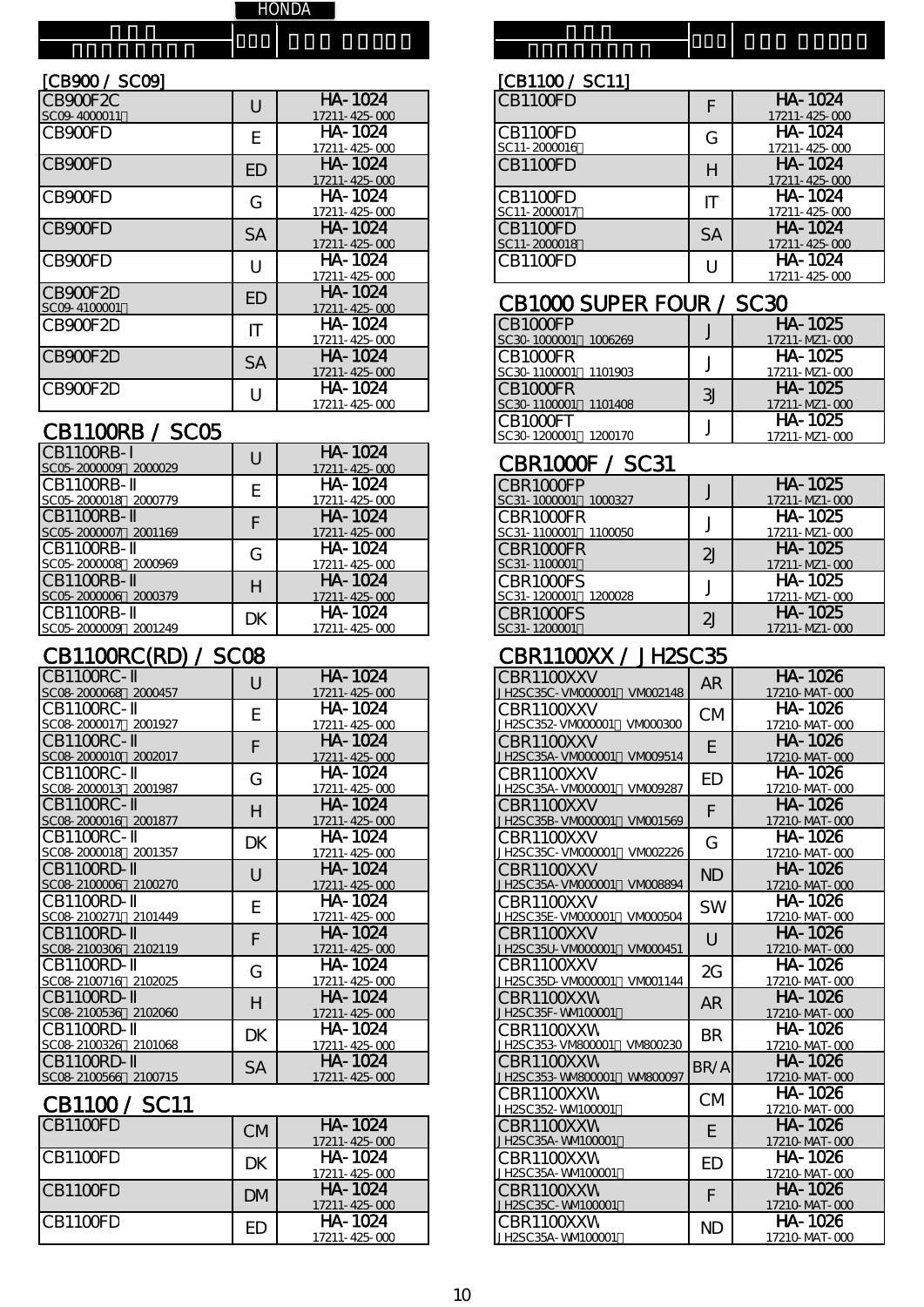HONDA

[CB900 / SC09]

| | | |
|---|---|---|
| CB900F2C<br>SC09-4000011～ | U | HA-1024<br>17211-425-000 |
| CB900FD | E | HA-1024<br>17211-425-000 |
| CB900FD | ED | HA-1024<br>17211-425-000 |
| CB900FD | G | HA-1024<br>17211-425-000 |
| CB900FD | SA | HA-1024<br>17211-425-000 |
| CB900FD | U | HA-1024<br>17211-425-000 |
| CB900F2D<br>SC09-4100001～ | ED | HA-1024<br>17211-425-000 |
| CB900F2D | IT | HA-1024<br>17211-425-000 |
| CB900F2D | SA | HA-1024<br>17211-425-000 |
| CB900F2D | U | HA-1024<br>17211-425-000 |

## CB1100RB / SC05

| | | |
|---|---|---|
| CB1100RB-Ⅰ<br>SC05-2000009～2000029 | U | HA-1024<br>17211-425-000 |
| CB1100RB-Ⅱ<br>SC05-2000018～2000779 | E | HA-1024<br>17211-425-000 |
| CB1100RB-Ⅱ<br>SC05-2000007～2001169 | F | HA-1024<br>17211-425-000 |
| CB1100RB-Ⅱ<br>SC05-2000008～2000969 | G | HA-1024<br>17211-425-000 |
| CB1100RB-Ⅱ<br>SC05-2000006～2000379 | H | HA-1024<br>17211-425-000 |
| CB1100RB-Ⅱ<br>SC05-2000009～2001249 | DK | HA-1024<br>17211-425-000 |

## CB1100RC(RD) / SC08

| | | |
|---|---|---|
| CB1100RC-Ⅱ<br>SC08-2000068～2000457 | U | HA-1024<br>17211-425-000 |
| CB1100RC-Ⅱ<br>SC08-2000017～2001927 | E | HA-1024<br>17211-425-000 |
| CB1100RC-Ⅱ<br>SC08-2000010～2002017 | F | HA-1024<br>17211-425-000 |
| CB1100RC-Ⅱ<br>SC08-2000013～2001987 | G | HA-1024<br>17211-425-000 |
| CB1100RC-Ⅱ<br>SC08-2000016～2001877 | H | HA-1024<br>17211-425-000 |
| CB1100RC-Ⅱ<br>SC08-2000018～2001357 | DK | HA-1024<br>17211-425-000 |
| CB1100RD-Ⅱ<br>SC08-2100006～2100270 | U | HA-1024<br>17211-425-000 |
| CB1100RD-Ⅱ<br>SC08-2100271～2101449 | E | HA-1024<br>17211-425-000 |
| CB1100RD-Ⅱ<br>SC08-2100306～2102119 | F | HA-1024<br>17211-425-000 |
| CB1100RD-Ⅱ<br>SC08-2100716～2102025 | G | HA-1024<br>17211-425-000 |
| CB1100RD-Ⅱ<br>SC08-2100536～2102060 | H | HA-1024<br>17211-425-000 |
| CB1100RD-Ⅱ<br>SC08-2100326～2101068 | DK | HA-1024<br>17211-425-000 |
| CB1100RD-Ⅱ<br>SC08-2100566～2100715 | SA | HA-1024<br>17211-425-000 |

## CB1100 / SC11

| | | |
|---|---|---|
| CB1100FD | CM | HA-1024<br>17211-425-000 |
| CB1100FD | DK | HA-1024<br>17211-425-000 |
| CB1100FD | DM | HA-1024<br>17211-425-000 |
| CB1100FD | ED | HA-1024<br>17211-425-000 |

[CB1100 / SC11]

| | | |
|---|---|---|
| CB1100FD | F | HA-1024<br>17211-425-000 |
| CB1100FD<br>SC11-2000016～ | G | HA-1024<br>17211-425-000 |
| CB1100FD | H | HA-1024<br>17211-425-000 |
| CB1100FD<br>SC11-2000017～ | IT | HA-1024<br>17211-425-000 |
| CB1100FD<br>SC11-2000018～ | SA | HA-1024<br>17211-425-000 |
| CB1100FD | U | HA-1024<br>17211-425-000 |

## CB1000 SUPER FOUR / SC30

| | | |
|---|---|---|
| CB1000FP<br>SC30-1000001～1006269 | J | HA-1025<br>17211-MZ1-000 |
| CB1000FR<br>SC30-1100001～1101903 | J | HA-1025<br>17211-MZ1-000 |
| CB1000FR<br>SC30-1100001～1101408 | 3J | HA-1025<br>17211-MZ1-000 |
| CB1000FT<br>SC30-1200001～1200170 | J | HA-1025<br>17211-MZ1-000 |

## CBR1000F / SC31

| | | |
|---|---|---|
| CBR1000FP<br>SC31-1000001～1000327 | J | HA-1025<br>17211-MZ1-000 |
| CBR1000FR<br>SC31-1100001～1100050 | J | HA-1025<br>17211-MZ1-000 |
| CBR1000FR<br>SC31-1100001～ | 2J | HA-1025<br>17211-MZ1-000 |
| CBR1000FS<br>SC31-1200001～1200028 | J | HA-1025<br>17211-MZ1-000 |
| CBR1000FS<br>SC31-1200001～ | 2J | HA-1025<br>17211-MZ1-000 |

## CBR1100XX / JH2SC35

| | | |
|---|---|---|
| CBR1100XXV<br>JH2SC35C-VM000001～VM002148 | AR | HA-1026<br>17210-MAT-000 |
| CBR1100XXV<br>JH2SC352-VM000001～VM000300 | CM | HA-1026<br>17210-MAT-000 |
| CBR1100XXV<br>JH2SC35A-VM000001～VM009514 | E | HA-1026<br>17210-MAT-000 |
| CBR1100XXV<br>JH2SC35A-VM000001～VM009287 | ED | HA-1026<br>17210-MAT-000 |
| CBR1100XXV<br>JH2SC35B-VM000001～VM001569 | F | HA-1026<br>17210-MAT-000 |
| CBR1100XXV<br>JH2SC35C-VM000001～VM002226 | G | HA-1026<br>17210-MAT-000 |
| CBR1100XXV<br>JH2SC35A-VM000001～VM008894 | ND | HA-1026<br>17210-MAT-000 |
| CBR1100XXV<br>JH2SC35E-VM000001～VM000504 | SW | HA-1026<br>17210-MAT-000 |
| CBR1100XXV<br>JH2SC35U-VM000001～VM000451 | U | HA-1026<br>17210-MAT-000 |
| CBR1100XXV<br>JH2SC35D-VM000001～VM001144 | 2G | HA-1026<br>17210-MAT-000 |
| CBR1100XXW<br>JH2SC35F-WM100001～ | AR | HA-1026<br>17210-MAT-000 |
| CBR1100XXW<br>JH2SC353-VM800001～VM800230 | BR | HA-1026<br>17210-MAT-000 |
| CBR1100XXW<br>JH2SC353-WM800001～WM800097 | BR/A | HA-1026<br>17210-MAT-000 |
| CBR1100XXW<br>JH2SC352-WM100001～ | CM | HA-1026<br>17210-MAT-000 |
| CBR1100XXW<br>JH2SC35A-WM100001～ | E | HA-1026<br>17210-MAT-000 |
| CBR1100XXW<br>JH2SC35A-WM100001～ | ED | HA-1026<br>17210-MAT-000 |
| CBR1100XXW<br>JH2SC35C-WM100001～ | F | HA-1026<br>17210-MAT-000 |
| CBR1100XXW<br>JH2SC35A-WM100001～ | ND | HA-1026<br>17210-MAT-000 |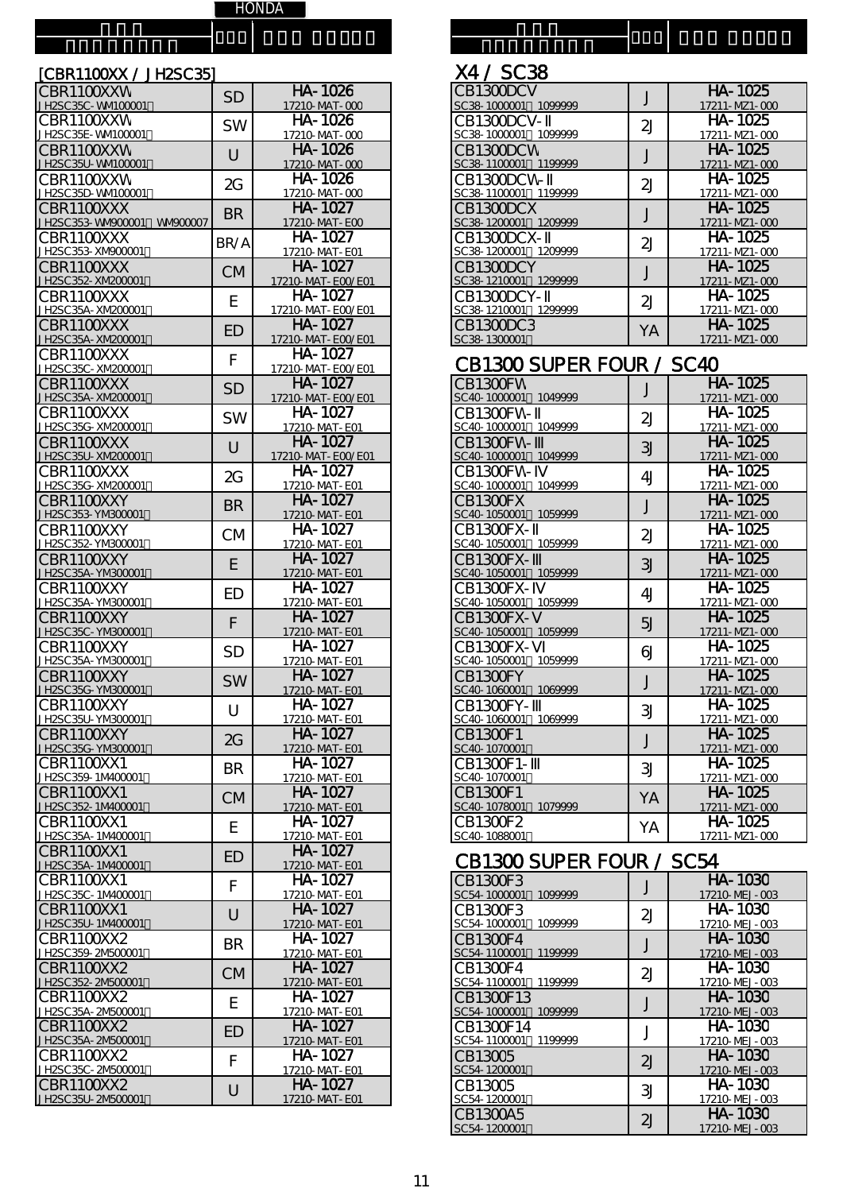HONDA

[CBR1100XX / JH2SC35]

| Model | | |
|---|---|---|
| CBR1100XXW<br>JH2SC35C-WM100001～ | SD | HA-1026<br>17210-MAT-000 |
| CBR1100XXW<br>JH2SC35E-WM100001～ | SW | HA-1026<br>17210-MAT-000 |
| CBR1100XXW<br>JH2SC35U-WM100001～ | U | HA-1026<br>17210-MAT-000 |
| CBR1100XXW<br>JH2SC35D-WM100001～ | 2G | HA-1026<br>17210-MAT-000 |
| CBR1100XXX<br>JH2SC353-WM900001～WM900007 | BR | HA-1027<br>17210-MAT-E00 |
| CBR1100XXX<br>JH2SC353-XM900001～ | BR/A | HA-1027<br>17210-MAT-E01 |
| CBR1100XXX<br>JH2SC352-XM200001～ | CM | HA-1027<br>17210-MAT-E00/E01 |
| CBR1100XXX<br>JH2SC35A-XM200001～ | E | HA-1027<br>17210-MAT-E00/E01 |
| CBR1100XXX<br>JH2SC35A-XM200001～ | ED | HA-1027<br>17210-MAT-E00/E01 |
| CBR1100XXX<br>JH2SC35C-XM200001～ | F | HA-1027<br>17210-MAT-E00/E01 |
| CBR1100XXX<br>JH2SC35A-XM200001～ | SD | HA-1027<br>17210-MAT-E00/E01 |
| CBR1100XXX<br>JH2SC35G-XM200001～ | SW | HA-1027<br>17210-MAT-E01 |
| CBR1100XXX<br>JH2SC35U-XM200001～ | U | HA-1027<br>17210-MAT-E00/E01 |
| CBR1100XXX<br>JH2SC35G-XM200001～ | 2G | HA-1027<br>17210-MAT-E01 |
| CBR1100XXY<br>JH2SC353-YM300001～ | BR | HA-1027<br>17210-MAT-E01 |
| CBR1100XXY<br>JH2SC352-YM300001～ | CM | HA-1027<br>17210-MAT-E01 |
| CBR1100XXY<br>JH2SC35A-YM300001～ | E | HA-1027<br>17210-MAT-E01 |
| CBR1100XXY<br>JH2SC35A-YM300001～ | ED | HA-1027<br>17210-MAT-E01 |
| CBR1100XXY<br>JH2SC35C-YM300001～ | F | HA-1027<br>17210-MAT-E01 |
| CBR1100XXY<br>JH2SC35A-YM300001～ | SD | HA-1027<br>17210-MAT-E01 |
| CBR1100XXY<br>JH2SC35G-YM300001～ | SW | HA-1027<br>17210-MAT-E01 |
| CBR1100XXY<br>JH2SC35U-YM300001～ | U | HA-1027<br>17210-MAT-E01 |
| CBR1100XXY<br>JH2SC35G-YM300001～ | 2G | HA-1027<br>17210-MAT-E01 |
| CBR1100XX1<br>JH2SC359-1M400001～ | BR | HA-1027<br>17210-MAT-E01 |
| CBR1100XX1<br>JH2SC352-1M400001～ | CM | HA-1027<br>17210-MAT-E01 |
| CBR1100XX1<br>JH2SC35A-1M400001～ | E | HA-1027<br>17210-MAT-E01 |
| CBR1100XX1<br>JH2SC35A-1M400001～ | ED | HA-1027<br>17210-MAT-E01 |
| CBR1100XX1<br>JH2SC35C-1M400001～ | F | HA-1027<br>17210-MAT-E01 |
| CBR1100XX1<br>JH2SC35U-1M400001～ | U | HA-1027<br>17210-MAT-E01 |
| CBR1100XX2<br>JH2SC359-2M500001～ | BR | HA-1027<br>17210-MAT-E01 |
| CBR1100XX2<br>JH2SC352-2M500001～ | CM | HA-1027<br>17210-MAT-E01 |
| CBR1100XX2<br>JH2SC35A-2M500001～ | E | HA-1027<br>17210-MAT-E01 |
| CBR1100XX2<br>JH2SC35A-2M500001～ | ED | HA-1027<br>17210-MAT-E01 |
| CBR1100XX2<br>JH2SC35C-2M500001～ | F | HA-1027<br>17210-MAT-E01 |
| CBR1100XX2<br>JH2SC35U-2M500001～ | U | HA-1027<br>17210-MAT-E01 |

## X4 / SC38

| Model | | |
|---|---|---|
| CB1300DCV<br>SC38-1000001～1099999 | J | HA-1025<br>17211-MZ1-000 |
| CB1300DCV-Ⅱ<br>SC38-1000001～1099999 | 2J | HA-1025<br>17211-MZ1-000 |
| CB1300DCW<br>SC38-1100001～1199999 | J | HA-1025<br>17211-MZ1-000 |
| CB1300DCW-Ⅱ<br>SC38-1100001～1199999 | 2J | HA-1025<br>17211-MZ1-000 |
| CB1300DCX<br>SC38-1200001～1209999 | J | HA-1025<br>17211-MZ1-000 |
| CB1300DCX-Ⅱ<br>SC38-1200001～1209999 | 2J | HA-1025<br>17211-MZ1-000 |
| CB1300DCY<br>SC38-1210001～1299999 | J | HA-1025<br>17211-MZ1-000 |
| CB1300DCY-Ⅱ<br>SC38-1210001～1299999 | 2J | HA-1025<br>17211-MZ1-000 |
| CB1300DC3<br>SC38-1300001～ | YA | HA-1025<br>17211-MZ1-000 |

## CB1300 SUPER FOUR / SC40

| Model | | |
|---|---|---|
| CB1300FW<br>SC40-1000001～1049999 | J | HA-1025<br>17211-MZ1-000 |
| CB1300FW-Ⅱ<br>SC40-1000001～1049999 | 2J | HA-1025<br>17211-MZ1-000 |
| CB1300FW-Ⅲ<br>SC40-1000001～1049999 | 3J | HA-1025<br>17211-MZ1-000 |
| CB1300FW-Ⅳ<br>SC40-1000001～1049999 | 4J | HA-1025<br>17211-MZ1-000 |
| CB1300FX<br>SC40-1050001～1059999 | J | HA-1025<br>17211-MZ1-000 |
| CB1300FX-Ⅱ<br>SC40-1050001～1059999 | 2J | HA-1025<br>17211-MZ1-000 |
| CB1300FX-Ⅲ<br>SC40-1050001～1059999 | 3J | HA-1025<br>17211-MZ1-000 |
| CB1300FX-Ⅳ<br>SC40-1050001～1059999 | 4J | HA-1025<br>17211-MZ1-000 |
| CB1300FX-Ⅴ<br>SC40-1050001～1059999 | 5J | HA-1025<br>17211-MZ1-000 |
| CB1300FX-Ⅵ<br>SC40-1050001～1059999 | 6J | HA-1025<br>17211-MZ1-000 |
| CB1300FY<br>SC40-1060001～1069999 | J | HA-1025<br>17211-MZ1-000 |
| CB1300FY-Ⅲ<br>SC40-1060001～1069999 | 3J | HA-1025<br>17211-MZ1-000 |
| CB1300F1<br>SC40-1070001～ | J | HA-1025<br>17211-MZ1-000 |
| CB1300F1-Ⅲ<br>SC40-1070001～ | 3J | HA-1025<br>17211-MZ1-000 |
| CB1300F1<br>SC40-1078001～1079999 | YA | HA-1025<br>17211-MZ1-000 |
| CB1300F2<br>SC40-1088001～ | YA | HA-1025<br>17211-MZ1-000 |

## CB1300 SUPER FOUR / SC54

| Model | | |
|---|---|---|
| CB1300F3<br>SC54-1000001～1099999 | J | HA-1030<br>17210-MEJ-003 |
| CB1300F3<br>SC54-1000001～1099999 | 2J | HA-1030<br>17210-MEJ-003 |
| CB1300F4<br>SC54-1100001～1199999 | J | HA-1030<br>17210-MEJ-003 |
| CB1300F4<br>SC54-1100001～1199999 | 2J | HA-1030<br>17210-MEJ-003 |
| CB1300F13<br>SC54-1000001～1099999 | J | HA-1030<br>17210-MEJ-003 |
| CB1300F14<br>SC54-1100001～1199999 | J | HA-1030<br>17210-MEJ-003 |
| CB13005<br>SC54-1200001～ | 2J | HA-1030<br>17210-MEJ-003 |
| CB13005<br>SC54-1200001～ | 3J | HA-1030<br>17210-MEJ-003 |
| CB1300A5<br>SC54-1200001～ | 2J | HA-1030<br>17210-MEJ-003 |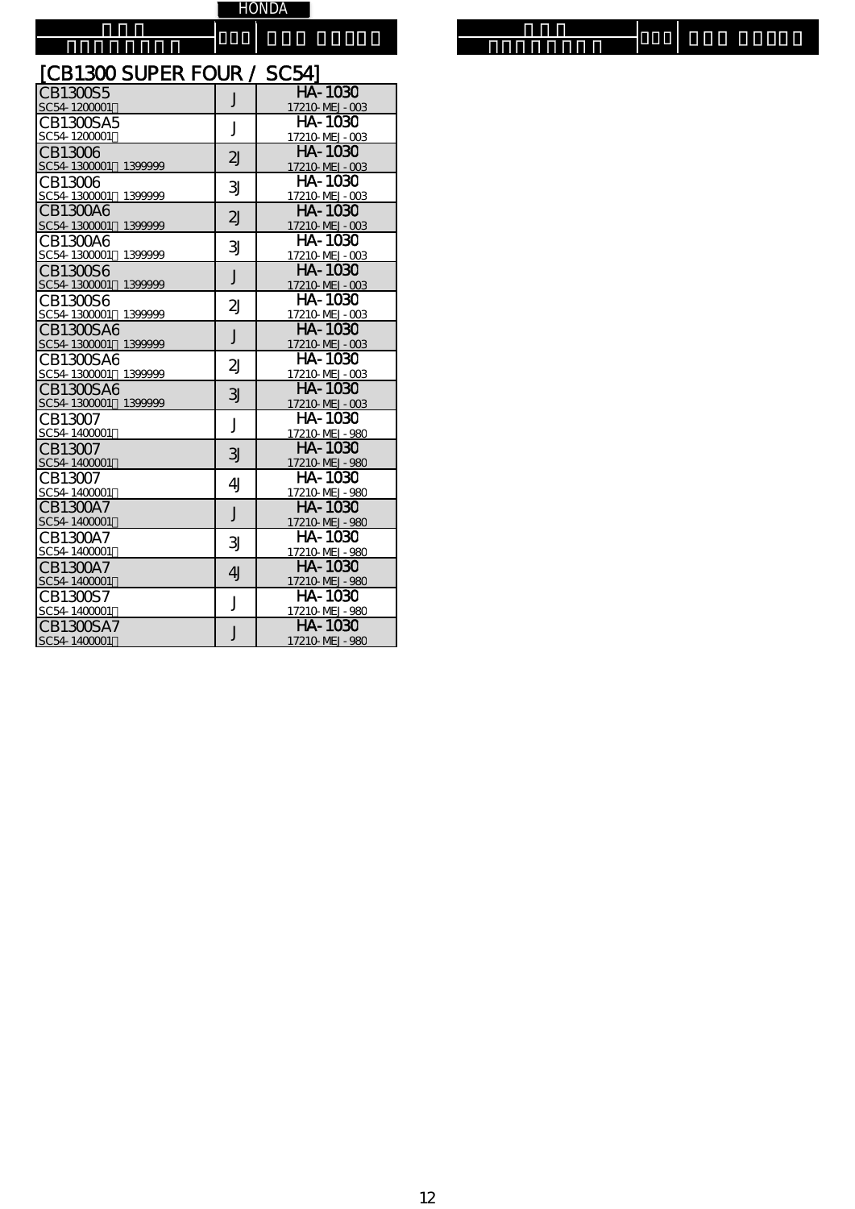HONDA

| | | |
|---|---|---|

## [CB1300 SUPER FOUR / SC54]

| | | |
|---|---|---|
| CB1300S5<br>SC54-1200001 | J | HA-1030<br>17210-MEJ-003 |
| CB1300SA5<br>SC54-1200001 | J | HA-1030<br>17210-MEJ-003 |
| CB13006<br>SC54-1300001 1399999 | 2J | HA-1030<br>17210-MEJ-003 |
| CB13006<br>SC54-1300001 1399999 | 3J | HA-1030<br>17210-MEJ-003 |
| CB1300A6<br>SC54-1300001 1399999 | 2J | HA-1030<br>17210-MEJ-003 |
| CB1300A6<br>SC54-1300001 1399999 | 3J | HA-1030<br>17210-MEJ-003 |
| CB1300S6<br>SC54-1300001 1399999 | J | HA-1030<br>17210-MEJ-003 |
| CB1300S6<br>SC54-1300001 1399999 | 2J | HA-1030<br>17210-MEJ-003 |
| CB1300SA6<br>SC54-1300001 1399999 | J | HA-1030<br>17210-MEJ-003 |
| CB1300SA6<br>SC54-1300001 1399999 | 2J | HA-1030<br>17210-MEJ-003 |
| CB1300SA6<br>SC54-1300001 1399999 | 3J | HA-1030<br>17210-MEJ-003 |
| CB13007<br>SC54-1400001 | J | HA-1030<br>17210-MEJ-980 |
| CB13007<br>SC54-1400001 | 3J | HA-1030<br>17210-MEJ-980 |
| CB13007<br>SC54-1400001 | 4J | HA-1030<br>17210-MEJ-980 |
| CB1300A7<br>SC54-1400001 | J | HA-1030<br>17210-MEJ-980 |
| CB1300A7<br>SC54-1400001 | 3J | HA-1030<br>17210-MEJ-980 |
| CB1300A7<br>SC54-1400001 | 4J | HA-1030<br>17210-MEJ-980 |
| CB1300S7<br>SC54-1400001 | J | HA-1030<br>17210-MEJ-980 |
| CB1300SA7<br>SC54-1400001 | J | HA-1030<br>17210-MEJ-980 |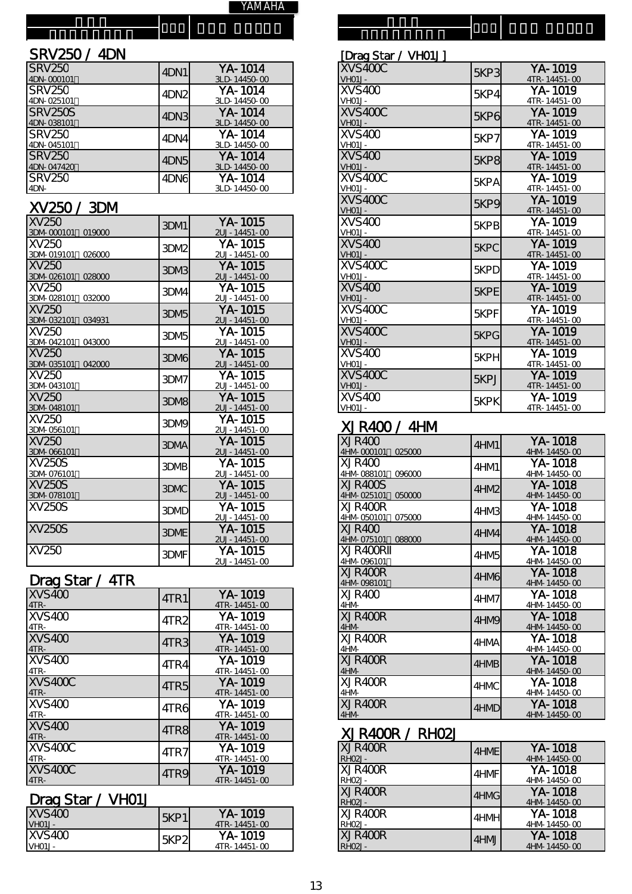YAMAHA

## SRV250 / 4DN

| | | |
|---|---|---|
| SRV250 4DN-000101 | 4DN1 | YA-1014 3LD-14450-00 |
| SRV250 4DN-025101 | 4DN2 | YA-1014 3LD-14450-00 |
| SRV250S 4DN-038101 | 4DN3 | YA-1014 3LD-14450-00 |
| SRV250 4DN-045101 | 4DN4 | YA-1014 3LD-14450-00 |
| SRV250 4DN-047420 | 4DN5 | YA-1014 3LD-14450-00 |
| SRV250 4DN- | 4DN6 | YA-1014 3LD-14450-00 |

## XV250 / 3DM

| | | |
|---|---|---|
| XV250 3DM-000101 019000 | 3DM1 | YA-1015 2UJ-14451-00 |
| XV250 3DM-019101 026000 | 3DM2 | YA-1015 2UJ-14451-00 |
| XV250 3DM-026101 028000 | 3DM3 | YA-1015 2UJ-14451-00 |
| XV250 3DM-028101 032000 | 3DM4 | YA-1015 2UJ-14451-00 |
| XV250 3DM-032101 034931 | 3DM5 | YA-1015 2UJ-14451-00 |
| XV250 3DM-042101 043000 | 3DM5 | YA-1015 2UJ-14451-00 |
| XV250 3DM-035101 042000 | 3DM6 | YA-1015 2UJ-14451-00 |
| XV250 3DM-043101 | 3DM7 | YA-1015 2UJ-14451-00 |
| XV250 3DM-048101 | 3DM8 | YA-1015 2UJ-14451-00 |
| XV250 3DM-056101 | 3DM9 | YA-1015 2UJ-14451-00 |
| XV250 3DM-066101 | 3DMA | YA-1015 2UJ-14451-00 |
| XV250S 3DM-076101 | 3DMB | YA-1015 2UJ-14451-00 |
| XV250S 3DM-078101 | 3DMC | YA-1015 2UJ-14451-00 |
| XV250S | 3DMD | YA-1015 2UJ-14451-00 |
| XV250S | 3DME | YA-1015 2UJ-14451-00 |
| XV250 | 3DMF | YA-1015 2UJ-14451-00 |

## Drag Star / 4TR

| | | |
|---|---|---|
| XVS400 4TR- | 4TR1 | YA-1019 4TR-14451-00 |
| XVS400 4TR- | 4TR2 | YA-1019 4TR-14451-00 |
| XVS400 4TR- | 4TR3 | YA-1019 4TR-14451-00 |
| XVS400 4TR- | 4TR4 | YA-1019 4TR-14451-00 |
| XVS400C 4TR- | 4TR5 | YA-1019 4TR-14451-00 |
| XVS400 4TR- | 4TR6 | YA-1019 4TR-14451-00 |
| XVS400 4TR- | 4TR8 | YA-1019 4TR-14451-00 |
| XVS400C 4TR- | 4TR7 | YA-1019 4TR-14451-00 |
| XVS400C 4TR- | 4TR9 | YA-1019 4TR-14451-00 |

## Drag Star / VH01J

| | | |
|---|---|---|
| XVS400 VH01J- | 5KP1 | YA-1019 4TR-14451-00 |
| XVS400 VH01J- | 5KP2 | YA-1019 4TR-14451-00 |

[Drag Star / VH01J]

| | | |
|---|---|---|
| XVS400C VH01J- | 5KP3 | YA-1019 4TR-14451-00 |
| XVS400 VH01J- | 5KP4 | YA-1019 4TR-14451-00 |
| XVS400C VH01J- | 5KP6 | YA-1019 4TR-14451-00 |
| XVS400 VH01J- | 5KP7 | YA-1019 4TR-14451-00 |
| XVS400 VH01J- | 5KP8 | YA-1019 4TR-14451-00 |
| XVS400C VH01J- | 5KPA | YA-1019 4TR-14451-00 |
| XVS400C VH01J- | 5KP9 | YA-1019 4TR-14451-00 |
| XVS400 VH01J- | 5KPB | YA-1019 4TR-14451-00 |
| XVS400 VH01J- | 5KPC | YA-1019 4TR-14451-00 |
| XVS400C VH01J- | 5KPD | YA-1019 4TR-14451-00 |
| XVS400 VH01J- | 5KPE | YA-1019 4TR-14451-00 |
| XVS400C VH01J- | 5KPF | YA-1019 4TR-14451-00 |
| XVS400C VH01J- | 5KPG | YA-1019 4TR-14451-00 |
| XVS400 VH01J- | 5KPH | YA-1019 4TR-14451-00 |
| XVS400C VH01J- | 5KPJ | YA-1019 4TR-14451-00 |
| XVS400 VH01J- | 5KPK | YA-1019 4TR-14451-00 |

## XJR400 / 4HM

| | | |
|---|---|---|
| XJR400 4HM-000101 025000 | 4HM1 | YA-1018 4HM-14450-00 |
| XJR400 4HM-088101 096000 | 4HM1 | YA-1018 4HM-14450-00 |
| XJR400S 4HM-025101 050000 | 4HM2 | YA-1018 4HM-14450-00 |
| XJR400R 4HM-050101 075000 | 4HM3 | YA-1018 4HM-14450-00 |
| XJR400 4HM-075101 088000 | 4HM4 | YA-1018 4HM-14450-00 |
| XJR400RII 4HM-096101 | 4HM5 | YA-1018 4HM-14450-00 |
| XJR400R 4HM-098101 | 4HM6 | YA-1018 4HM-14450-00 |
| XJR400 4HM- | 4HM7 | YA-1018 4HM-14450-00 |
| XJR400R 4HM- | 4HM9 | YA-1018 4HM-14450-00 |
| XJR400R 4HM- | 4HMA | YA-1018 4HM-14450-00 |
| XJR400R 4HM- | 4HMB | YA-1018 4HM-14450-00 |
| XJR400R 4HM- | 4HMC | YA-1018 4HM-14450-00 |
| XJR400R 4HM- | 4HMD | YA-1018 4HM-14450-00 |

## XJR400R / RH02J

| | | |
|---|---|---|
| XJR400R RH02J- | 4HME | YA-1018 4HM-14450-00 |
| XJR400R RH02J- | 4HMF | YA-1018 4HM-14450-00 |
| XJR400R RH02J- | 4HMG | YA-1018 4HM-14450-00 |
| XJR400R RH02J- | 4HMH | YA-1018 4HM-14450-00 |
| XJR400R RH02J- | 4HMJ | YA-1018 4HM-14450-00 |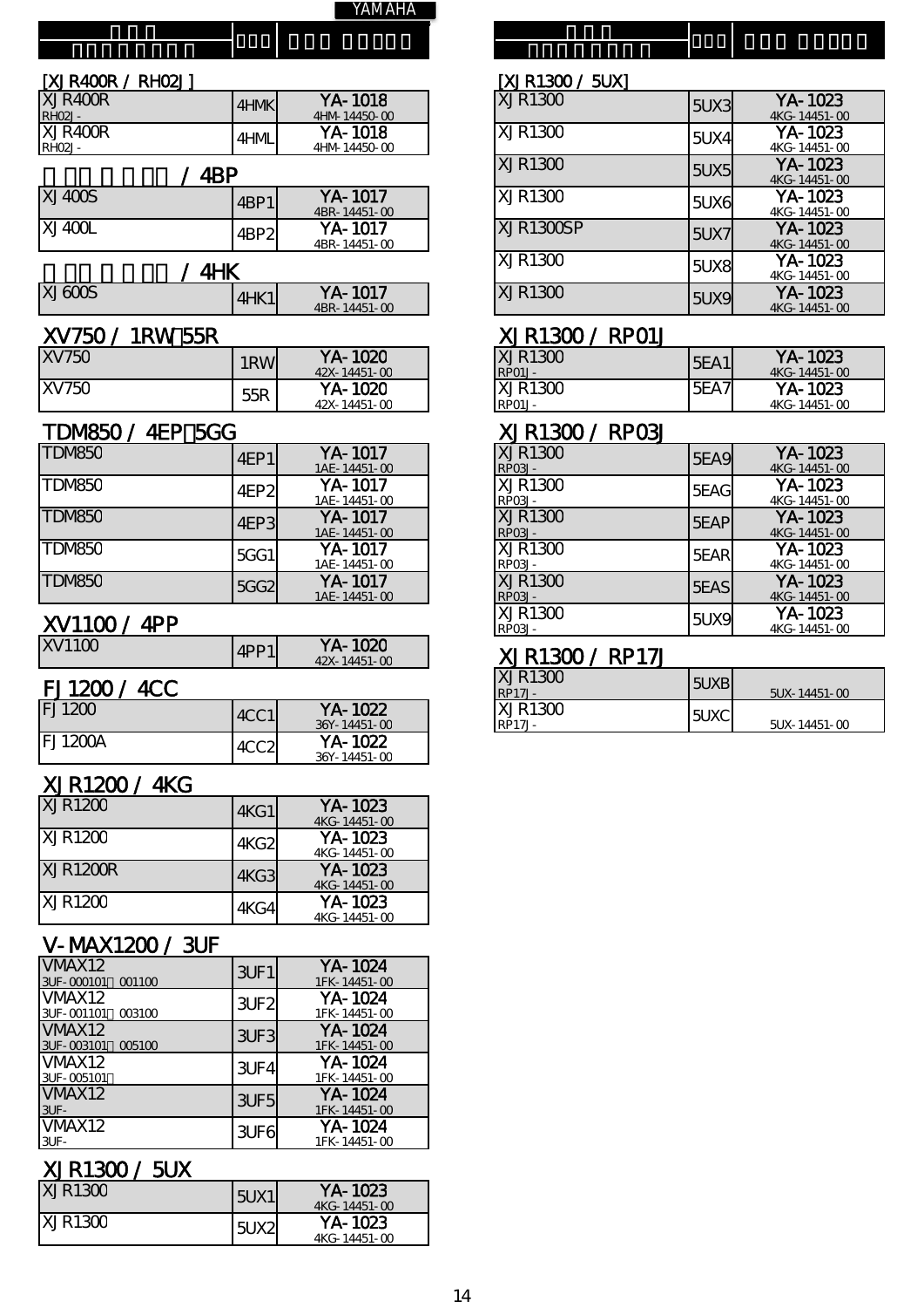YAMAHA

| 車種名 / 型式・車体番号 | 機種 | 品番 純正品番 |
|---|---|---|

[XJR400R / RH02J]

| | | |
|---|---|---|
| XJR400R RH02J- | 4HMK | YA-1018 4HM-14450-00 |
| XJR400R RH02J- | 4HML | YA-1018 4HM-14450-00 |

## / 4BP

| | | |
|---|---|---|
| XJ400S | 4BP1 | YA-1017 4BR-14451-00 |
| XJ400L | 4BP2 | YA-1017 4BR-14451-00 |

## / 4HK

| | | |
|---|---|---|
| XJ600S | 4HK1 | YA-1017 4BR-14451-00 |

## XV750 / 1RW 55R

| | | |
|---|---|---|
| XV750 | 1RW | YA-1020 42X-14451-00 |
| XV750 | 55R | YA-1020 42X-14451-00 |

## TDM850 / 4EP 5GG

| | | |
|---|---|---|
| TDM850 | 4EP1 | YA-1017 1AE-14451-00 |
| TDM850 | 4EP2 | YA-1017 1AE-14451-00 |
| TDM850 | 4EP3 | YA-1017 1AE-14451-00 |
| TDM850 | 5GG1 | YA-1017 1AE-14451-00 |
| TDM850 | 5GG2 | YA-1017 1AE-14451-00 |

## XV1100 / 4PP

| | | |
|---|---|---|
| XV1100 | 4PP1 | YA-1020 42X-14451-00 |

## FJ1200 / 4CC

| | | |
|---|---|---|
| FJ1200 | 4CC1 | YA-1022 36Y-14451-00 |
| FJ1200A | 4CC2 | YA-1022 36Y-14451-00 |

## XJR1200 / 4KG

| | | |
|---|---|---|
| XJR1200 | 4KG1 | YA-1023 4KG-14451-00 |
| XJR1200 | 4KG2 | YA-1023 4KG-14451-00 |
| XJR1200R | 4KG3 | YA-1023 4KG-14451-00 |
| XJR1200 | 4KG4 | YA-1023 4KG-14451-00 |

## V-MAX1200 / 3UF

| | | |
|---|---|---|
| VMAX12 3UF-000101 001100 | 3UF1 | YA-1024 1FK-14451-00 |
| VMAX12 3UF-001101 003100 | 3UF2 | YA-1024 1FK-14451-00 |
| VMAX12 3UF-003101 005100 | 3UF3 | YA-1024 1FK-14451-00 |
| VMAX12 3UF-005101 | 3UF4 | YA-1024 1FK-14451-00 |
| VMAX12 3UF- | 3UF5 | YA-1024 1FK-14451-00 |
| VMAX12 3UF- | 3UF6 | YA-1024 1FK-14451-00 |

## XJR1300 / 5UX

| | | |
|---|---|---|
| XJR1300 | 5UX1 | YA-1023 4KG-14451-00 |
| XJR1300 | 5UX2 | YA-1023 4KG-14451-00 |

[XJR1300 / 5UX]

| | | |
|---|---|---|
| XJR1300 | 5UX3 | YA-1023 4KG-14451-00 |
| XJR1300 | 5UX4 | YA-1023 4KG-14451-00 |
| XJR1300 | 5UX5 | YA-1023 4KG-14451-00 |
| XJR1300 | 5UX6 | YA-1023 4KG-14451-00 |
| XJR1300SP | 5UX7 | YA-1023 4KG-14451-00 |
| XJR1300 | 5UX8 | YA-1023 4KG-14451-00 |
| XJR1300 | 5UX9 | YA-1023 4KG-14451-00 |

## XJR1300 / RP01J

| | | |
|---|---|---|
| XJR1300 RP01J- | 5EA1 | YA-1023 4KG-14451-00 |
| XJR1300 RP01J- | 5EA7 | YA-1023 4KG-14451-00 |

## XJR1300 / RP03J

| | | |
|---|---|---|
| XJR1300 RP03J- | 5EA9 | YA-1023 4KG-14451-00 |
| XJR1300 RP03J- | 5EAG | YA-1023 4KG-14451-00 |
| XJR1300 RP03J- | 5EAP | YA-1023 4KG-14451-00 |
| XJR1300 RP03J- | 5EAR | YA-1023 4KG-14451-00 |
| XJR1300 RP03J- | 5EAS | YA-1023 4KG-14451-00 |
| XJR1300 RP03J- | 5UX9 | YA-1023 4KG-14451-00 |

## XJR1300 / RP17J

| | | |
|---|---|---|
| XJR1300 RP17J- | 5UXB | 5UX-14451-00 |
| XJR1300 RP17J- | 5UXC | 5UX-14451-00 |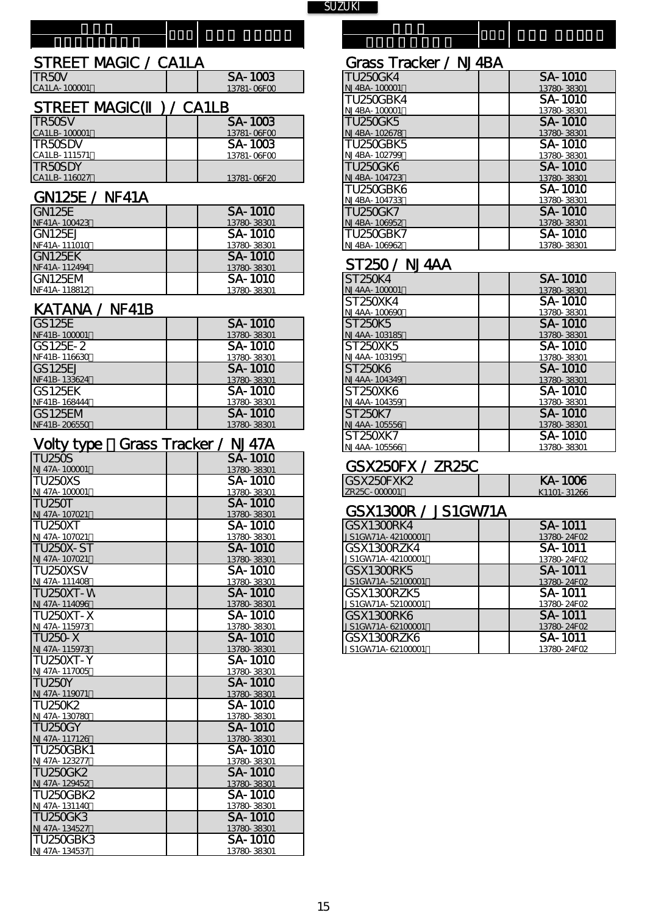SUZUKI

## STREET MAGIC / CA1LA

| | | |
|---|---|---|
| TR50V<br>CA1LA-100001 | | SA-1003<br>13781-06F00 |

## STREET MAGIC(II) / CA1LB

| | | |
|---|---|---|
| TR50SV<br>CA1LB-100001 | | SA-1003<br>13781-06F00 |
| TR50SDV<br>CA1LB-111571 | | SA-1003<br>13781-06F00 |
| TR50SDY<br>CA1LB-116027 | | 13781-06F20 |

## GN125E / NF41A

| | | |
|---|---|---|
| GN125E<br>NF41A-100423 | | SA-1010<br>13780-38301 |
| GN125EJ<br>NF41A-111010 | | SA-1010<br>13780-38301 |
| GN125EK<br>NF41A-112494 | | SA-1010<br>13780-38301 |
| GN125EM<br>NF41A-118812 | | SA-1010<br>13780-38301 |

## KATANA / NF41B

| | | |
|---|---|---|
| GS125E<br>NF41B-100001 | | SA-1010<br>13780-38301 |
| GS125E-2<br>NF41B-116630 | | SA-1010<br>13780-38301 |
| GS125EJ<br>NF41B-133624 | | SA-1010<br>13780-38301 |
| GS125EK<br>NF41B-168444 | | SA-1010<br>13780-38301 |
| GS125EM<br>NF41B-206550 | | SA-1010<br>13780-38301 |

## Volty type Grass Tracker / NJ47A

| | | |
|---|---|---|
| TU250S<br>NJ47A-100001 | | SA-1010<br>13780-38301 |
| TU250XS<br>NJ47A-100001 | | SA-1010<br>13780-38301 |
| TU250T<br>NJ47A-107021 | | SA-1010<br>13780-38301 |
| TU250XT<br>NJ47A-107021 | | SA-1010<br>13780-38301 |
| TU250X-ST<br>NJ47A-107021 | | SA-1010<br>13780-38301 |
| TU250XSV<br>NJ47A-111408 | | SA-1010<br>13780-38301 |
| TU250XT-W<br>NJ47A-114096 | | SA-1010<br>13780-38301 |
| TU250XT-X<br>NJ47A-115973 | | SA-1010<br>13780-38301 |
| TU250-X<br>NJ47A-115973 | | SA-1010<br>13780-38301 |
| TU250XT-Y<br>NJ47A-117005 | | SA-1010<br>13780-38301 |
| TU250Y<br>NJ47A-119071 | | SA-1010<br>13780-38301 |
| TU250K2<br>NJ47A-130780 | | SA-1010<br>13780-38301 |
| TU250GY<br>NJ47A-117126 | | SA-1010<br>13780-38301 |
| TU250GBK1<br>NJ47A-123277 | | SA-1010<br>13780-38301 |
| TU250GK2<br>NJ47A-129452 | | SA-1010<br>13780-38301 |
| TU250GBK2<br>NJ47A-131140 | | SA-1010<br>13780-38301 |
| TU250GK3<br>NJ47A-134527 | | SA-1010<br>13780-38301 |
| TU250GBK3<br>NJ47A-134537 | | SA-1010<br>13780-38301 |

## Grass Tracker / NJ4BA

| | | |
|---|---|---|
| TU250GK4<br>NJ4BA-100001 | | SA-1010<br>13780-38301 |
| TU250GBK4<br>NJ4BA-100001 | | SA-1010<br>13780-38301 |
| TU250GK5<br>NJ4BA-102678 | | SA-1010<br>13780-38301 |
| TU250GBK5<br>NJ4BA-102799 | | SA-1010<br>13780-38301 |
| TU250GK6<br>NJ4BA-104723 | | SA-1010<br>13780-38301 |
| TU250GBK6<br>NJ4BA-104733 | | SA-1010<br>13780-38301 |
| TU250GK7<br>NJ4BA-106952 | | SA-1010<br>13780-38301 |
| TU250GBK7<br>NJ4BA-106962 | | SA-1010<br>13780-38301 |

## ST250 / NJ4AA

| | | |
|---|---|---|
| ST250K4<br>NJ4AA-100001 | | SA-1010<br>13780-38301 |
| ST250XK4<br>NJ4AA-100690 | | SA-1010<br>13780-38301 |
| ST250K5<br>NJ4AA-103185 | | SA-1010<br>13780-38301 |
| ST250XK5<br>NJ4AA-103195 | | SA-1010<br>13780-38301 |
| ST250K6<br>NJ4AA-104349 | | SA-1010<br>13780-38301 |
| ST250XK6<br>NJ4AA-104359 | | SA-1010<br>13780-38301 |
| ST250K7<br>NJ4AA-105556 | | SA-1010<br>13780-38301 |
| ST250XK7<br>NJ4AA-105566 | | SA-1010<br>13780-38301 |

## GSX250FX / ZR25C

| | | |
|---|---|---|
| GSX250FXK2<br>ZR25C-000001 | | KA-1006<br>K1101-31266 |

## GSX1300R / JS1GW71A

| | | |
|---|---|---|
| GSX1300RK4<br>JS1GW71A-42100001 | | SA-1011<br>13780-24F02 |
| GSX1300RZK4<br>JS1GW71A-42100001 | | SA-1011<br>13780-24F02 |
| GSX1300RK5<br>JS1GW71A-52100001 | | SA-1011<br>13780-24F02 |
| GSX1300RZK5<br>JS1GW71A-52100001 | | SA-1011<br>13780-24F02 |
| GSX1300RK6<br>JS1GW71A-62100001 | | SA-1011<br>13780-24F02 |
| GSX1300RZK6<br>JS1GW71A-62100001 | | SA-1011<br>13780-24F02 |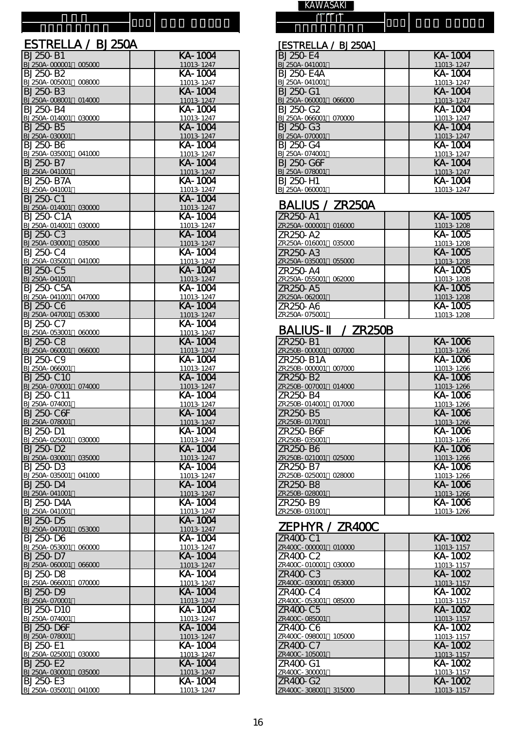KAWASAKI

## ESTRELLA / BJ250A

| | | | | |
|---|---|---|---|---|
| BJ250-B1 | BJ250A-000001～005000 | | KA-1004 | 11013-1247 |
| BJ250-B2 | BJ250A-005001～008000 | | KA-1004 | 11013-1247 |
| BJ250-B3 | BJ250A-008001～014000 | | KA-1004 | 11013-1247 |
| BJ250-B4 | BJ250A-014001～030000 | | KA-1004 | 11013-1247 |
| BJ250-B5 | BJ250A-030001～ | | KA-1004 | 11013-1247 |
| BJ250-B6 | BJ250A-035001～041000 | | KA-1004 | 11013-1247 |
| BJ250-B7 | BJ250A-041001～ | | KA-1004 | 11013-1247 |
| BJ250-B7A | BJ250A-041001～ | | KA-1004 | 11013-1247 |
| BJ250-C1 | BJ250A-014001～030000 | | KA-1004 | 11013-1247 |
| BJ250-C1A | BJ250A-014001～030000 | | KA-1004 | 11013-1247 |
| BJ250-C3 | BJ250A-030001～035000 | | KA-1004 | 11013-1247 |
| BJ250-C4 | BJ250A-035001～041000 | | KA-1004 | 11013-1247 |
| BJ250-C5 | BJ250A-041001～ | | KA-1004 | 11013-1247 |
| BJ250-C5A | BJ250A-041001～047000 | | KA-1004 | 11013-1247 |
| BJ250-C6 | BJ250A-047001～053000 | | KA-1004 | 11013-1247 |
| BJ250-C7 | BJ250A-053001～060000 | | KA-1004 | 11013-1247 |
| BJ250-C8 | BJ250A-060001～066000 | | KA-1004 | 11013-1247 |
| BJ250-C9 | BJ250A-066001～ | | KA-1004 | 11013-1247 |
| BJ250-C10 | BJ250A-070001～074000 | | KA-1004 | 11013-1247 |
| BJ250-C11 | BJ250A-074001～ | | KA-1004 | 11013-1247 |
| BJ250-C6F | BJ250A-078001～ | | KA-1004 | 11013-1247 |
| BJ250-D1 | BJ250A-025001～030000 | | KA-1004 | 11013-1247 |
| BJ250-D2 | BJ250A-030001～035000 | | KA-1004 | 11013-1247 |
| BJ250-D3 | BJ250A-035001～041000 | | KA-1004 | 11013-1247 |
| BJ250-D4 | BJ250A-041001～ | | KA-1004 | 11013-1247 |
| BJ250-D4A | BJ250A-041001～ | | KA-1004 | 11013-1247 |
| BJ250-D5 | BJ250A-047001～053000 | | KA-1004 | 11013-1247 |
| BJ250-D6 | BJ250A-053001～060000 | | KA-1004 | 11013-1247 |
| BJ250-D7 | BJ250A-060001～066000 | | KA-1004 | 11013-1247 |
| BJ250-D8 | BJ250A-066001～070000 | | KA-1004 | 11013-1247 |
| BJ250-D9 | BJ250A-070001～ | | KA-1004 | 11013-1247 |
| BJ250-D10 | BJ250A-074001～ | | KA-1004 | 11013-1247 |
| BJ250-D6F | BJ250A-078001～ | | KA-1004 | 11013-1247 |
| BJ250-E1 | BJ250A-025001～030000 | | KA-1004 | 11013-1247 |
| BJ250-E2 | BJ250A-030001～035000 | | KA-1004 | 11013-1247 |
| BJ250-E3 | BJ250A-035001～041000 | | KA-1004 | 11013-1247 |

## [ESTRELLA / BJ250A]

| | | | | |
|---|---|---|---|---|
| BJ250-E4 | BJ250A-041001～ | | KA-1004 | 11013-1247 |
| BJ250-E4A | BJ250A-041001～ | | KA-1004 | 11013-1247 |
| BJ250-G1 | BJ250A-060001～066000 | | KA-1004 | 11013-1247 |
| BJ250-G2 | BJ250A-066001～070000 | | KA-1004 | 11013-1247 |
| BJ250-G3 | BJ250A-070001～ | | KA-1004 | 11013-1247 |
| BJ250-G4 | BJ250A-074001～ | | KA-1004 | 11013-1247 |
| BJ250-G6F | BJ250A-078001～ | | KA-1004 | 11013-1247 |
| BJ250-H1 | BJ250A-060001～ | | KA-1004 | 11013-1247 |

## BALIUS / ZR250A

| | | | | |
|---|---|---|---|---|
| ZR250-A1 | ZR250A-000001～016000 | | KA-1005 | 11013-1208 |
| ZR250-A2 | ZR250A-016001～035000 | | KA-1005 | 11013-1208 |
| ZR250-A3 | ZR250A-035001～055000 | | KA-1005 | 11013-1208 |
| ZR250-A4 | ZR250A-055001～062000 | | KA-1005 | 11013-1208 |
| ZR250-A5 | ZR250A-062001～ | | KA-1005 | 11013-1208 |
| ZR250-A6 | ZR250A-075001～ | | KA-1005 | 11013-1208 |

## BALIUS-II / ZR250B

| | | | | |
|---|---|---|---|---|
| ZR250-B1 | ZR250B-000001～007000 | | KA-1006 | 11013-1266 |
| ZR250-B1A | ZR250B-000001～007000 | | KA-1006 | 11013-1266 |
| ZR250-B2 | ZR250B-007001～014000 | | KA-1006 | 11013-1266 |
| ZR250-B4 | ZR250B-014001～017000 | | KA-1006 | 11013-1266 |
| ZR250-B5 | ZR250B-017001～ | | KA-1006 | 11013-1266 |
| ZR250-B6F | ZR250B-035001～ | | KA-1006 | 11013-1266 |
| ZR250-B6 | ZR250B-021001～025000 | | KA-1006 | 11013-1266 |
| ZR250-B7 | ZR250B-025001～028000 | | KA-1006 | 11013-1266 |
| ZR250-B8 | ZR250B-028001～ | | KA-1006 | 11013-1266 |
| ZR250-B9 | ZR250B-031001～ | | KA-1006 | 11013-1266 |

## ZEPHYR / ZR400C

| | | | | |
|---|---|---|---|---|
| ZR400-C1 | ZR400C-000001～010000 | | KA-1002 | 11013-1157 |
| ZR400-C2 | ZR400C-010001～030000 | | KA-1002 | 11013-1157 |
| ZR400-C3 | ZR400C-030001～053000 | | KA-1002 | 11013-1157 |
| ZR400-C4 | ZR400C-053001～085000 | | KA-1002 | 11013-1157 |
| ZR400-C5 | ZR400C-085001～ | | KA-1002 | 11013-1157 |
| ZR400-C6 | ZR400C-098001～105000 | | KA-1002 | 11013-1157 |
| ZR400-C7 | ZR400C-105001～ | | KA-1002 | 11013-1157 |
| ZR400-G1 | ZR400C-300001～ | | KA-1002 | 11013-1157 |
| ZR400-G2 | ZR400C-308001～315000 | | KA-1002 | 11013-1157 |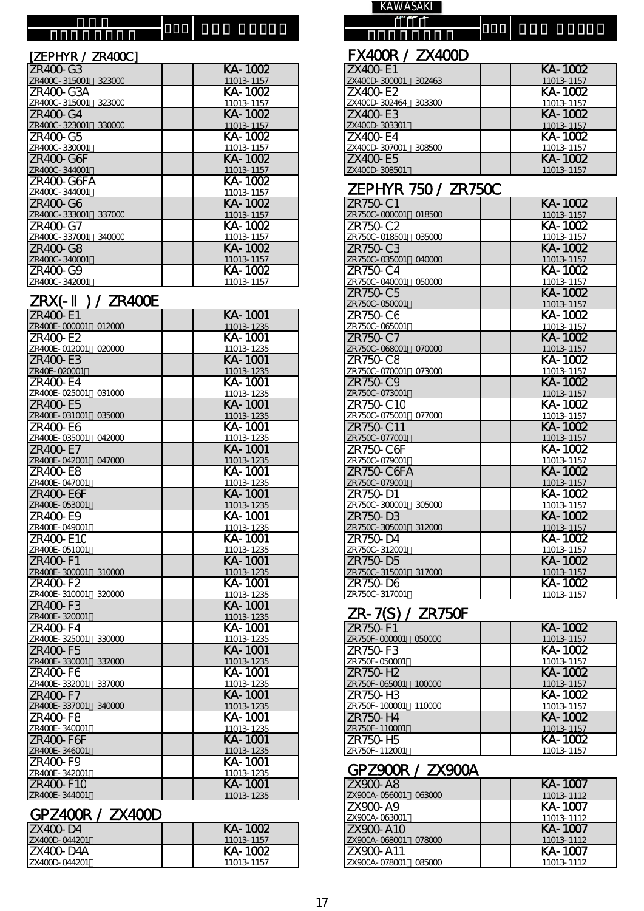KAWASAKI

## [ZEPHYR / ZR400C]

| Model | Frame No. | | Part | Part No. |
|---|---|---|---|---|
| ZR400-G3 | ZR400C-315001～323000 | | KA-1002 | 11013-1157 |
| ZR400-G3A | ZR400C-315001～323000 | | KA-1002 | 11013-1157 |
| ZR400-G4 | ZR400C-323001～330000 | | KA-1002 | 11013-1157 |
| ZR400-G5 | ZR400C-330001～ | | KA-1002 | 11013-1157 |
| ZR400-G6F | ZR400C-344001～ | | KA-1002 | 11013-1157 |
| ZR400-G6FA | ZR400C-344001～ | | KA-1002 | 11013-1157 |
| ZR400-G6 | ZR400C-333001～337000 | | KA-1002 | 11013-1157 |
| ZR400-G7 | ZR400C-337001～340000 | | KA-1002 | 11013-1157 |
| ZR400-G8 | ZR400C-340001～ | | KA-1002 | 11013-1157 |
| ZR400-G9 | ZR400C-342001～ | | KA-1002 | 11013-1157 |

## ZRX(-II) / ZR400E

| Model | Frame No. | | Part | Part No. |
|---|---|---|---|---|
| ZR400-E1 | ZR400E-000001～012000 | | KA-1001 | 11013-1235 |
| ZR400-E2 | ZR400E-012001～020000 | | KA-1001 | 11013-1235 |
| ZR400-E3 | ZR40E-020001～ | | KA-1001 | 11013-1235 |
| ZR400-E4 | ZR400E-025001～031000 | | KA-1001 | 11013-1235 |
| ZR400-E5 | ZR400E-031001～035000 | | KA-1001 | 11013-1235 |
| ZR400-E6 | ZR400E-035001～042000 | | KA-1001 | 11013-1235 |
| ZR400-E7 | ZR400E-042001～047000 | | KA-1001 | 11013-1235 |
| ZR400-E8 | ZR400E-047001～ | | KA-1001 | 11013-1235 |
| ZR400-E6F | ZR400E-053001～ | | KA-1001 | 11013-1235 |
| ZR400-E9 | ZR400E-049001～ | | KA-1001 | 11013-1235 |
| ZR400-E10 | ZR400E-051001～ | | KA-1001 | 11013-1235 |
| ZR400-F1 | ZR400E-300001～310000 | | KA-1001 | 11013-1235 |
| ZR400-F2 | ZR400E-310001～320000 | | KA-1001 | 11013-1235 |
| ZR400-F3 | ZR400E-320001～ | | KA-1001 | 11013-1235 |
| ZR400-F4 | ZR400E-325001～330000 | | KA-1001 | 11013-1235 |
| ZR400-F5 | ZR400E-330001～332000 | | KA-1001 | 11013-1235 |
| ZR400-F6 | ZR400E-332001～337000 | | KA-1001 | 11013-1235 |
| ZR400-F7 | ZR400E-337001～340000 | | KA-1001 | 11013-1235 |
| ZR400-F8 | ZR400E-340001～ | | KA-1001 | 11013-1235 |
| ZR400-F6F | ZR400E-346001～ | | KA-1001 | 11013-1235 |
| ZR400-F9 | ZR400E-342001～ | | KA-1001 | 11013-1235 |
| ZR400-F10 | ZR400E-344001～ | | KA-1001 | 11013-1235 |

## GPZ400R / ZX400D

| Model | Frame No. | | Part | Part No. |
|---|---|---|---|---|
| ZX400-D4 | ZX400D-044201～ | | KA-1002 | 11013-1157 |
| ZX400-D4A | ZX400D-044201～ | | KA-1002 | 11013-1157 |

## FX400R / ZX400D

| Model | Frame No. | | Part | Part No. |
|---|---|---|---|---|
| ZX400-E1 | ZX400D-300001～302463 | | KA-1002 | 11013-1157 |
| ZX400-E2 | ZX400D-302464～303300 | | KA-1002 | 11013-1157 |
| ZX400-E3 | ZX400D-303301～ | | KA-1002 | 11013-1157 |
| ZX400-E4 | ZX400D-307001～308500 | | KA-1002 | 11013-1157 |
| ZX400-E5 | ZX400D-308501～ | | KA-1002 | 11013-1157 |

## ZEPHYR 750 / ZR750C

| Model | Frame No. | | Part | Part No. |
|---|---|---|---|---|
| ZR750-C1 | ZR750C-000001～018500 | | KA-1002 | 11013-1157 |
| ZR750-C2 | ZR750C-018501～035000 | | KA-1002 | 11013-1157 |
| ZR750-C3 | ZR750C-035001～040000 | | KA-1002 | 11013-1157 |
| ZR750-C4 | ZR750C-040001～050000 | | KA-1002 | 11013-1157 |
| ZR750-C5 | ZR750C-050001～ | | KA-1002 | 11013-1157 |
| ZR750-C6 | ZR750C-065001～ | | KA-1002 | 11013-1157 |
| ZR750-C7 | ZR750C-068001～070000 | | KA-1002 | 11013-1157 |
| ZR750-C8 | ZR750C-070001～073000 | | KA-1002 | 11013-1157 |
| ZR750-C9 | ZR750C-073001～ | | KA-1002 | 11013-1157 |
| ZR750-C10 | ZR750C-075001～077000 | | KA-1002 | 11013-1157 |
| ZR750-C11 | ZR750C-077001～ | | KA-1002 | 11013-1157 |
| ZR750-C6F | ZR750C-079001～ | | KA-1002 | 11013-1157 |
| ZR750-C6FA | ZR750C-079001～ | | KA-1002 | 11013-1157 |
| ZR750-D1 | ZR750C-300001～305000 | | KA-1002 | 11013-1157 |
| ZR750-D3 | ZR750C-305001～312000 | | KA-1002 | 11013-1157 |
| ZR750-D4 | ZR750C-312001～ | | KA-1002 | 11013-1157 |
| ZR750-D5 | ZR750C-315001～317000 | | KA-1002 | 11013-1157 |
| ZR750-D6 | ZR750C-317001～ | | KA-1002 | 11013-1157 |

## ZR-7(S) / ZR750F

| Model | Frame No. | | Part | Part No. |
|---|---|---|---|---|
| ZR750-F1 | ZR750F-000001～050000 | | KA-1002 | 11013-1157 |
| ZR750-F3 | ZR750F-050001～ | | KA-1002 | 11013-1157 |
| ZR750-H2 | ZR750F-065001～100000 | | KA-1002 | 11013-1157 |
| ZR750-H3 | ZR750F-100001～110000 | | KA-1002 | 11013-1157 |
| ZR750-H4 | ZR750F-110001～ | | KA-1002 | 11013-1157 |
| ZR750-H5 | ZR750F-112001～ | | KA-1002 | 11013-1157 |

## GPZ900R / ZX900A

| Model | Frame No. | | Part | Part No. |
|---|---|---|---|---|
| ZX900-A8 | ZX900A-056001～063000 | | KA-1007 | 11013-1112 |
| ZX900-A9 | ZX900A-063001～ | | KA-1007 | 11013-1112 |
| ZX900-A10 | ZX900A-068001～078000 | | KA-1007 | 11013-1112 |
| ZX900-A11 | ZX900A-078001～085000 | | KA-1007 | 11013-1112 |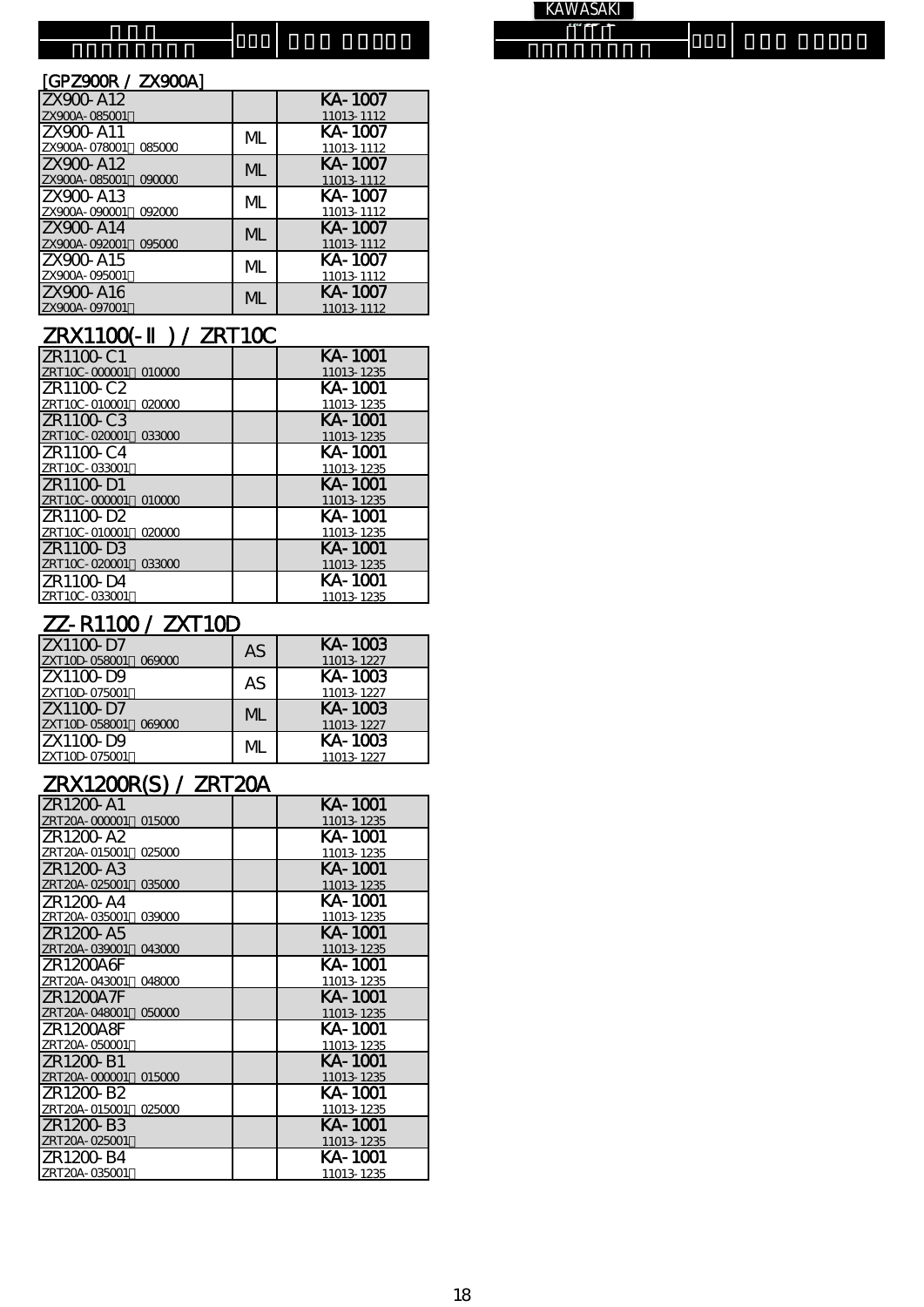KAWASAKI

## [GPZ900R / ZX900A]

| | | |
|---|---|---|
| ZX900-A12<br>ZX900A-085001～ | | KA-1007<br>11013-1112 |
| ZX900-A11<br>ZX900A-078001～085000 | ML | KA-1007<br>11013-1112 |
| ZX900-A12<br>ZX900A-085001～090000 | ML | KA-1007<br>11013-1112 |
| ZX900-A13<br>ZX900A-090001～092000 | ML | KA-1007<br>11013-1112 |
| ZX900-A14<br>ZX900A-092001～095000 | ML | KA-1007<br>11013-1112 |
| ZX900-A15<br>ZX900A-095001～ | ML | KA-1007<br>11013-1112 |
| ZX900-A16<br>ZX900A-097001～ | ML | KA-1007<br>11013-1112 |

## ZRX1100(-Ⅱ) / ZRT10C

| | | |
|---|---|---|
| ZR1100-C1<br>ZRT10C-000001～010000 | | KA-1001<br>11013-1235 |
| ZR1100-C2<br>ZRT10C-010001～020000 | | KA-1001<br>11013-1235 |
| ZR1100-C3<br>ZRT10C-020001～033000 | | KA-1001<br>11013-1235 |
| ZR1100-C4<br>ZRT10C-033001～ | | KA-1001<br>11013-1235 |
| ZR1100-D1<br>ZRT10C-000001～010000 | | KA-1001<br>11013-1235 |
| ZR1100-D2<br>ZRT10C-010001～020000 | | KA-1001<br>11013-1235 |
| ZR1100-D3<br>ZRT10C-020001～033000 | | KA-1001<br>11013-1235 |
| ZR1100-D4<br>ZRT10C-033001～ | | KA-1001<br>11013-1235 |

## ZZ-R1100 / ZXT10D

| | | |
|---|---|---|
| ZX1100-D7<br>ZXT10D-058001～069000 | AS | KA-1003<br>11013-1227 |
| ZX1100-D9<br>ZXT10D-075001～ | AS | KA-1003<br>11013-1227 |
| ZX1100-D7<br>ZXT10D-058001～069000 | ML | KA-1003<br>11013-1227 |
| ZX1100-D9<br>ZXT10D-075001～ | ML | KA-1003<br>11013-1227 |

## ZRX1200R(S) / ZRT20A

| | | |
|---|---|---|
| ZR1200-A1<br>ZRT20A-000001～015000 | | KA-1001<br>11013-1235 |
| ZR1200-A2<br>ZRT20A-015001～025000 | | KA-1001<br>11013-1235 |
| ZR1200-A3<br>ZRT20A-025001～035000 | | KA-1001<br>11013-1235 |
| ZR1200-A4<br>ZRT20A-035001～039000 | | KA-1001<br>11013-1235 |
| ZR1200-A5<br>ZRT20A-039001～043000 | | KA-1001<br>11013-1235 |
| ZR1200A6F<br>ZRT20A-043001～048000 | | KA-1001<br>11013-1235 |
| ZR1200A7F<br>ZRT20A-048001～050000 | | KA-1001<br>11013-1235 |
| ZR1200A8F<br>ZRT20A-050001～ | | KA-1001<br>11013-1235 |
| ZR1200-B1<br>ZRT20A-000001～015000 | | KA-1001<br>11013-1235 |
| ZR1200-B2<br>ZRT20A-015001～025000 | | KA-1001<br>11013-1235 |
| ZR1200-B3<br>ZRT20A-025001～ | | KA-1001<br>11013-1235 |
| ZR1200-B4<br>ZRT20A-035001～ | | KA-1001<br>11013-1235 |